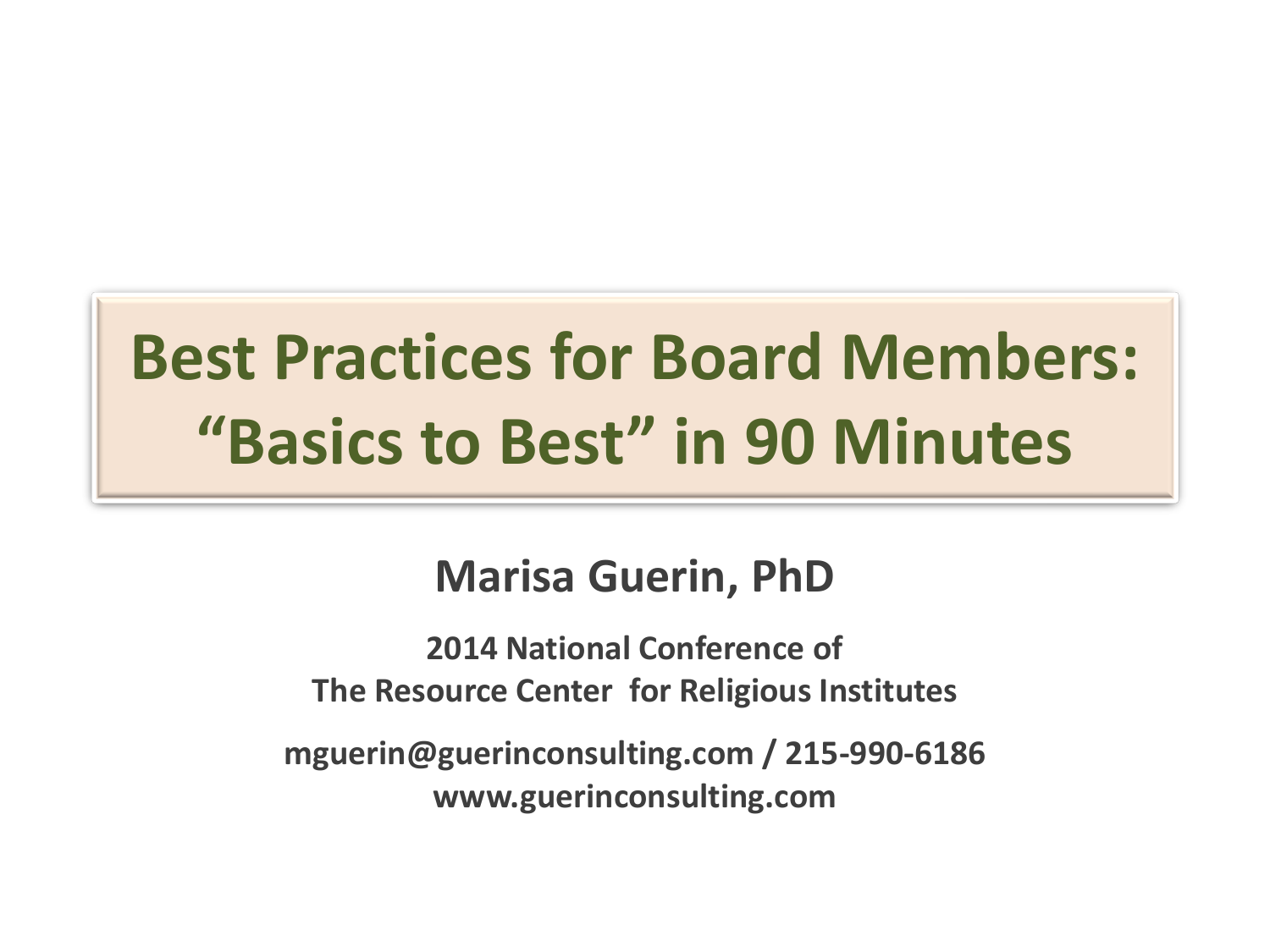# Best Practices for Board Members: "Basics to Best" in 90 Minutes

**Marisa Guerin, PhD**

**2014 National Conference of**
**The Resource Center for Religious Institutes**

**mguerin@guerinconsulting.com / 215-990-6186**
**www.guerinconsulting.com**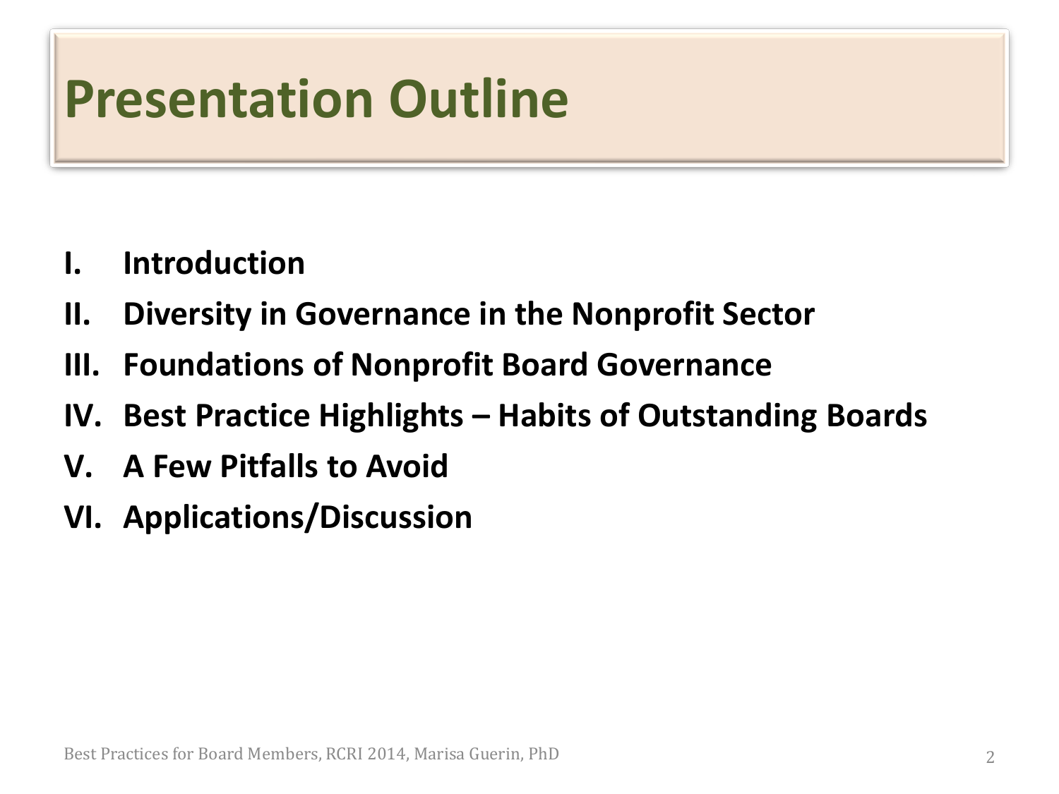# Presentation Outline

I. **Introduction**

II. **Diversity in Governance in the Nonprofit Sector**

III. **Foundations of Nonprofit Board Governance**

IV. **Best Practice Highlights – Habits of Outstanding Boards**

V. **A Few Pitfalls to Avoid**

VI. **Applications/Discussion**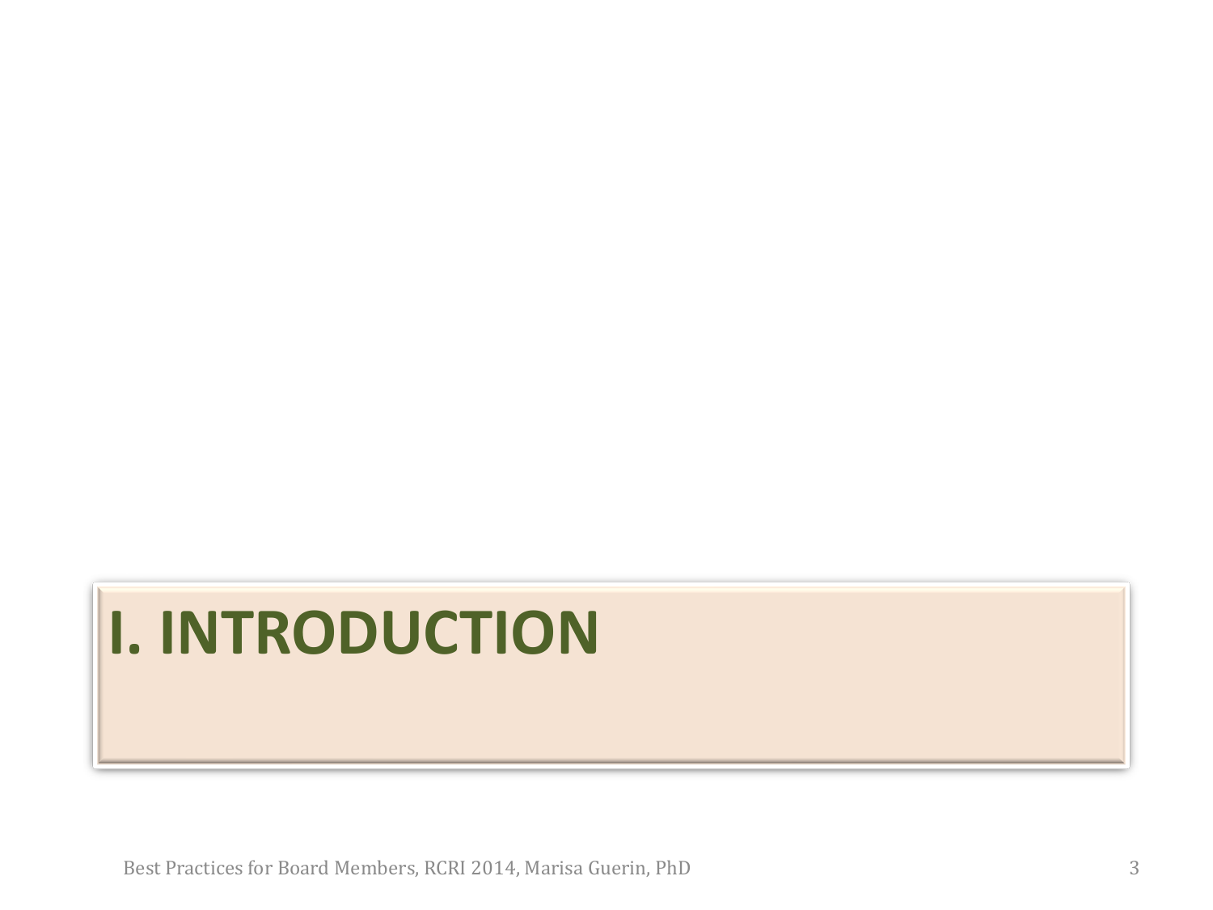# I. INTRODUCTION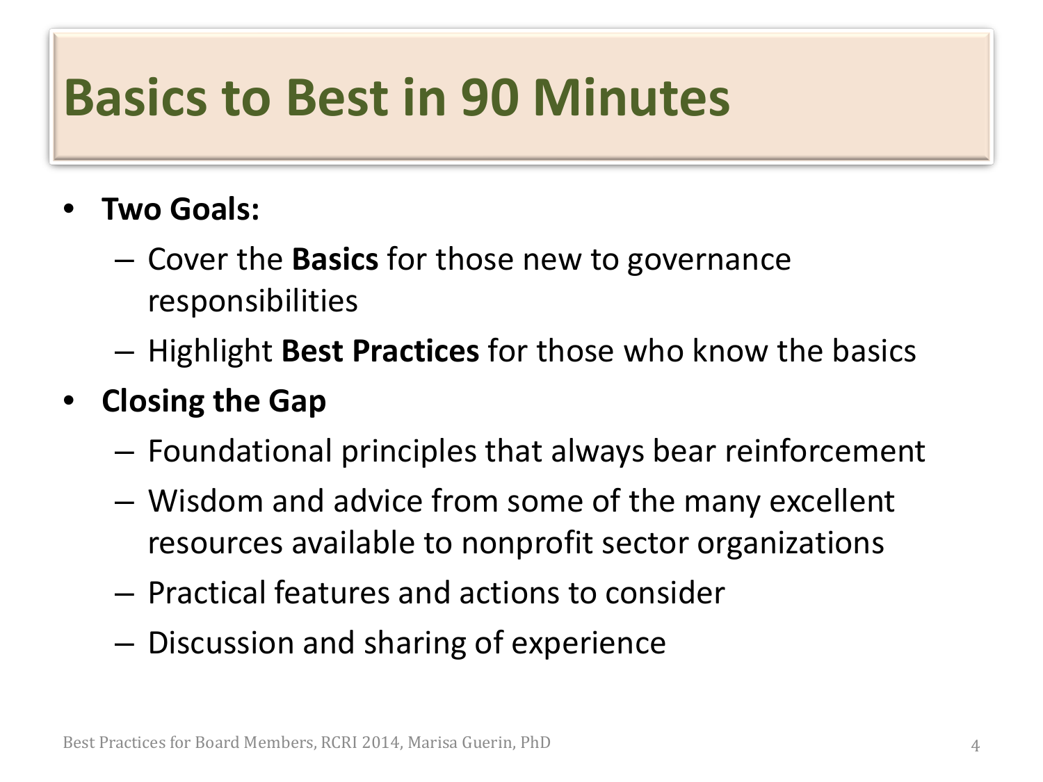# Basics to Best in 90 Minutes

- **Two Goals:**
  - Cover the **Basics** for those new to governance responsibilities
  - Highlight **Best Practices** for those who know the basics
- **Closing the Gap**
  - Foundational principles that always bear reinforcement
  - Wisdom and advice from some of the many excellent resources available to nonprofit sector organizations
  - Practical features and actions to consider
  - Discussion and sharing of experience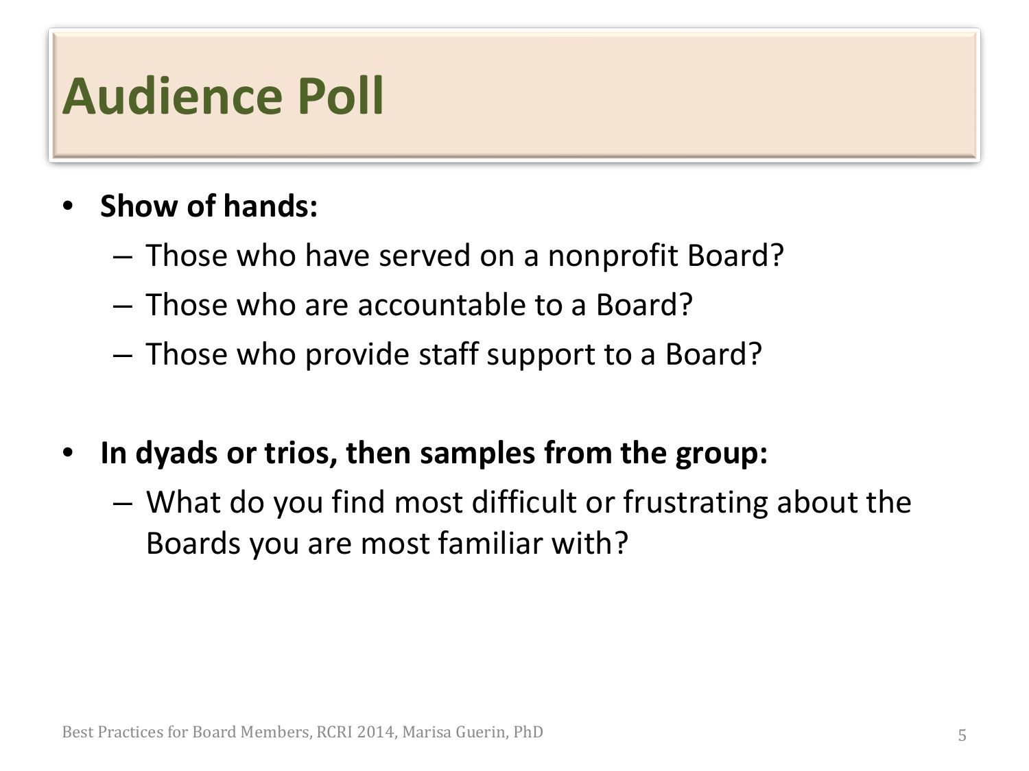# Audience Poll

- **Show of hands:**
  - Those who have served on a nonprofit Board?
  - Those who are accountable to a Board?
  - Those who provide staff support to a Board?

- **In dyads or trios, then samples from the group:**
  - What do you find most difficult or frustrating about the Boards you are most familiar with?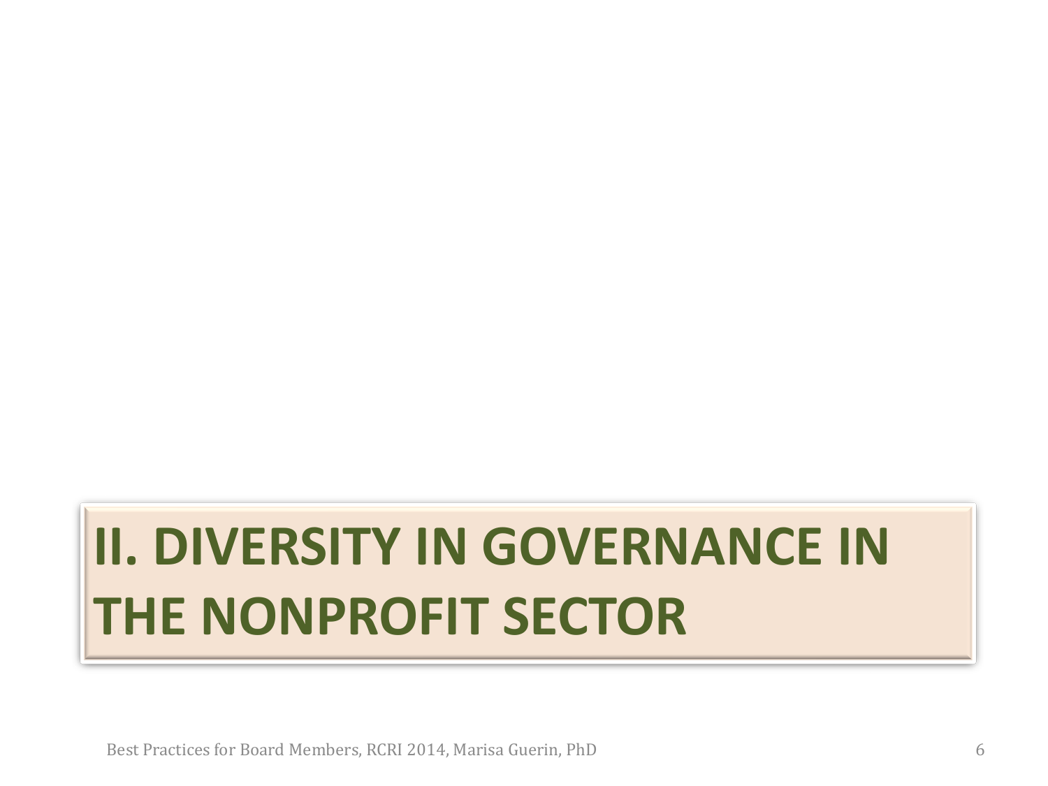# II. DIVERSITY IN GOVERNANCE IN THE NONPROFIT SECTOR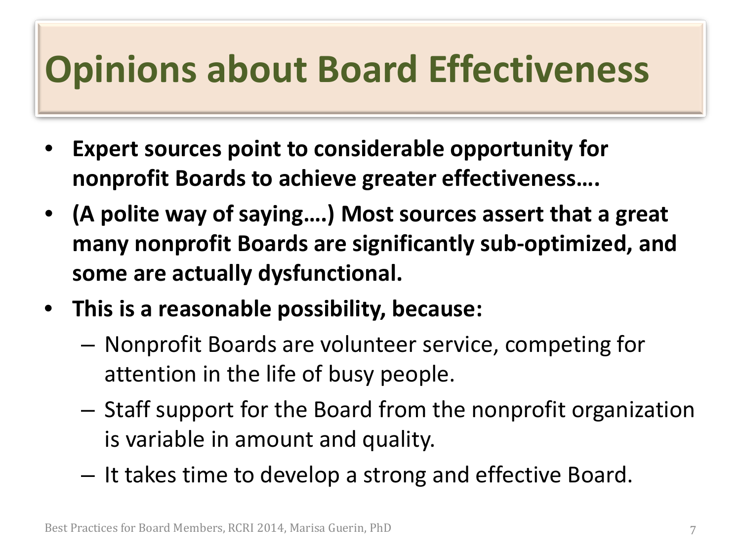# Opinions about Board Effectiveness

- **Expert sources point to considerable opportunity for nonprofit Boards to achieve greater effectiveness….**
- **(A polite way of saying….) Most sources assert that a great many nonprofit Boards are significantly sub-optimized, and some are actually dysfunctional.**
- **This is a reasonable possibility, because:**
  - Nonprofit Boards are volunteer service, competing for attention in the life of busy people.
  - Staff support for the Board from the nonprofit organization is variable in amount and quality.
  - It takes time to develop a strong and effective Board.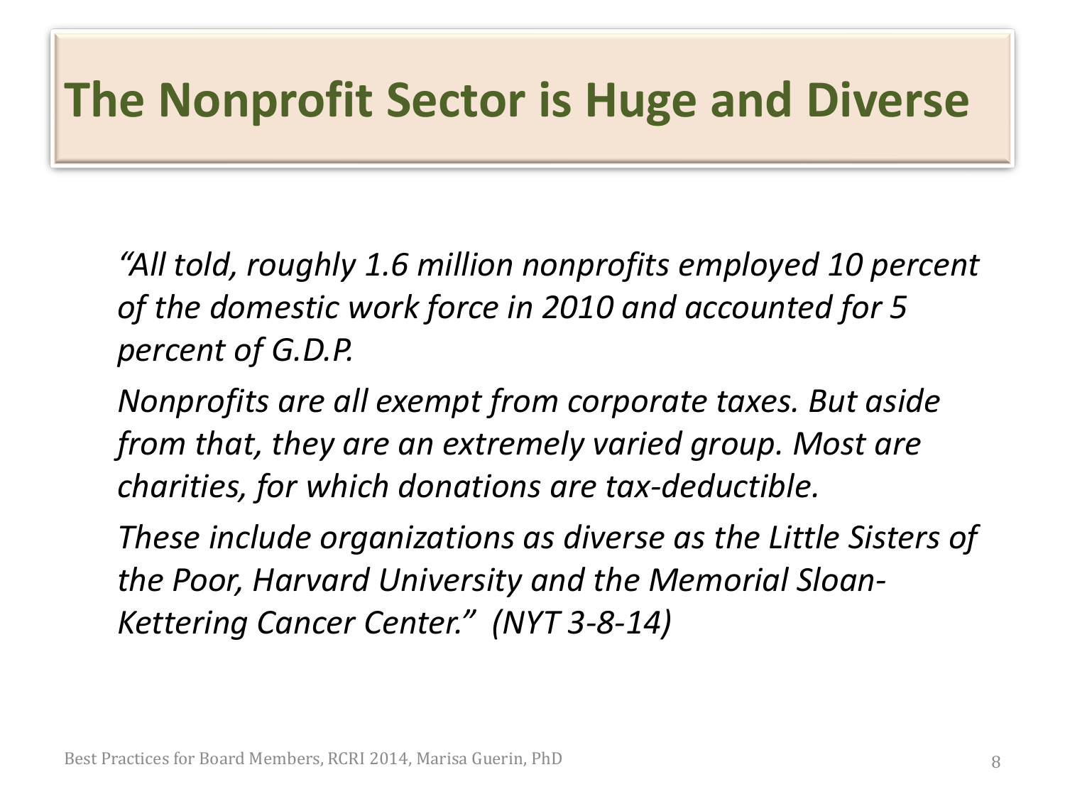# The Nonprofit Sector is Huge and Diverse

*"All told, roughly 1.6 million nonprofits employed 10 percent of the domestic work force in 2010 and accounted for 5 percent of G.D.P.*

*Nonprofits are all exempt from corporate taxes. But aside from that, they are an extremely varied group. Most are charities, for which donations are tax-deductible.*

*These include organizations as diverse as the Little Sisters of the Poor, Harvard University and the Memorial Sloan-Kettering Cancer Center." (NYT 3-8-14)*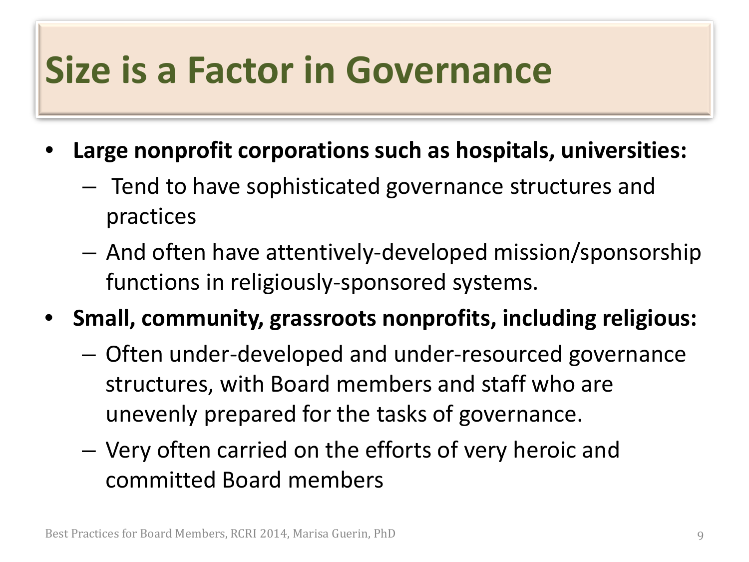# Size is a Factor in Governance

- **Large nonprofit corporations such as hospitals, universities:**
  - Tend to have sophisticated governance structures and practices
  - And often have attentively-developed mission/sponsorship functions in religiously-sponsored systems.
- **Small, community, grassroots nonprofits, including religious:**
  - Often under-developed and under-resourced governance structures, with Board members and staff who are unevenly prepared for the tasks of governance.
  - Very often carried on the efforts of very heroic and committed Board members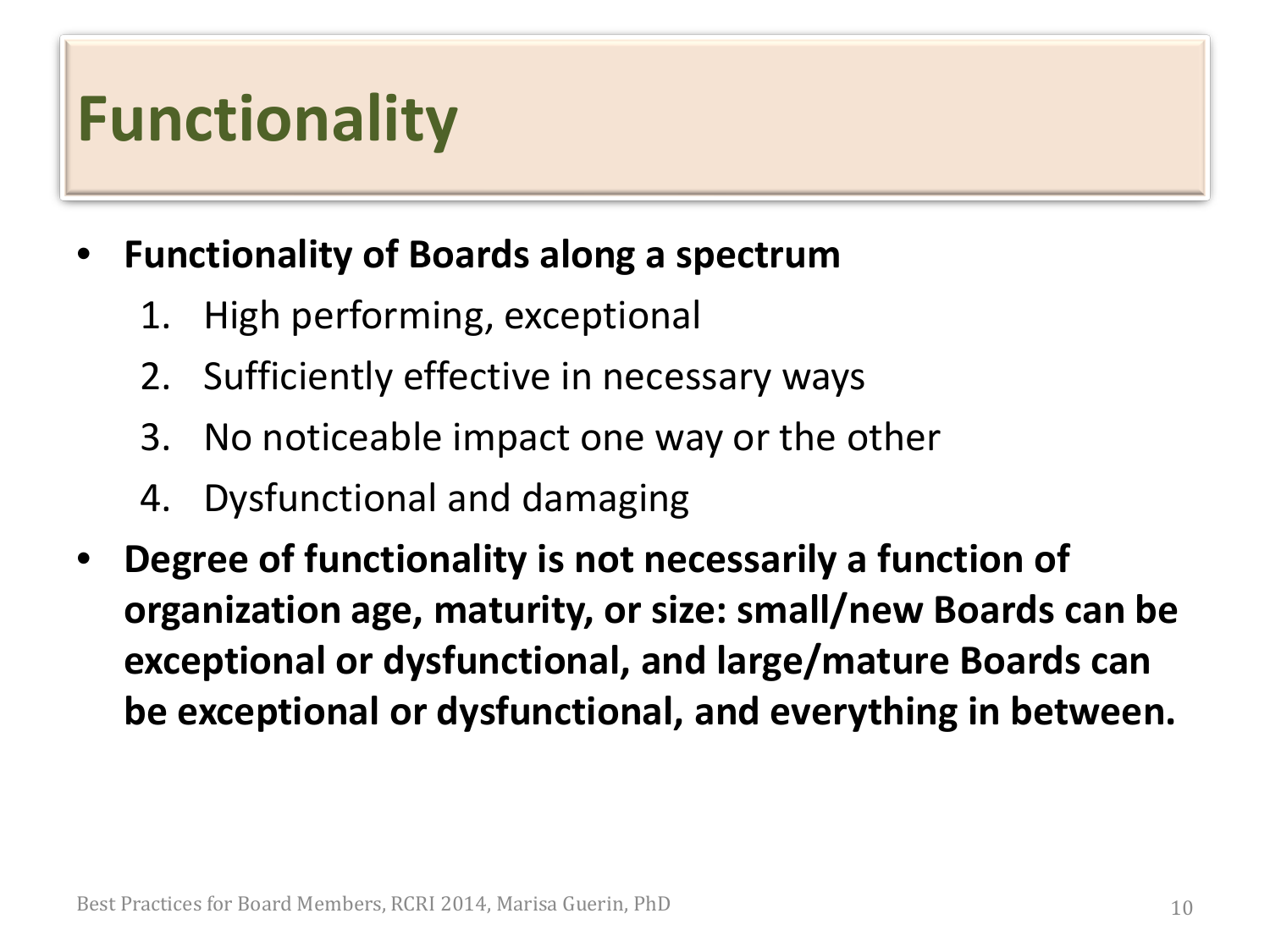# Functionality

- **Functionality of Boards along a spectrum**
  1. High performing, exceptional
  2. Sufficiently effective in necessary ways
  3. No noticeable impact one way or the other
  4. Dysfunctional and damaging
- **Degree of functionality is not necessarily a function of organization age, maturity, or size: small/new Boards can be exceptional or dysfunctional, and large/mature Boards can be exceptional or dysfunctional, and everything in between.**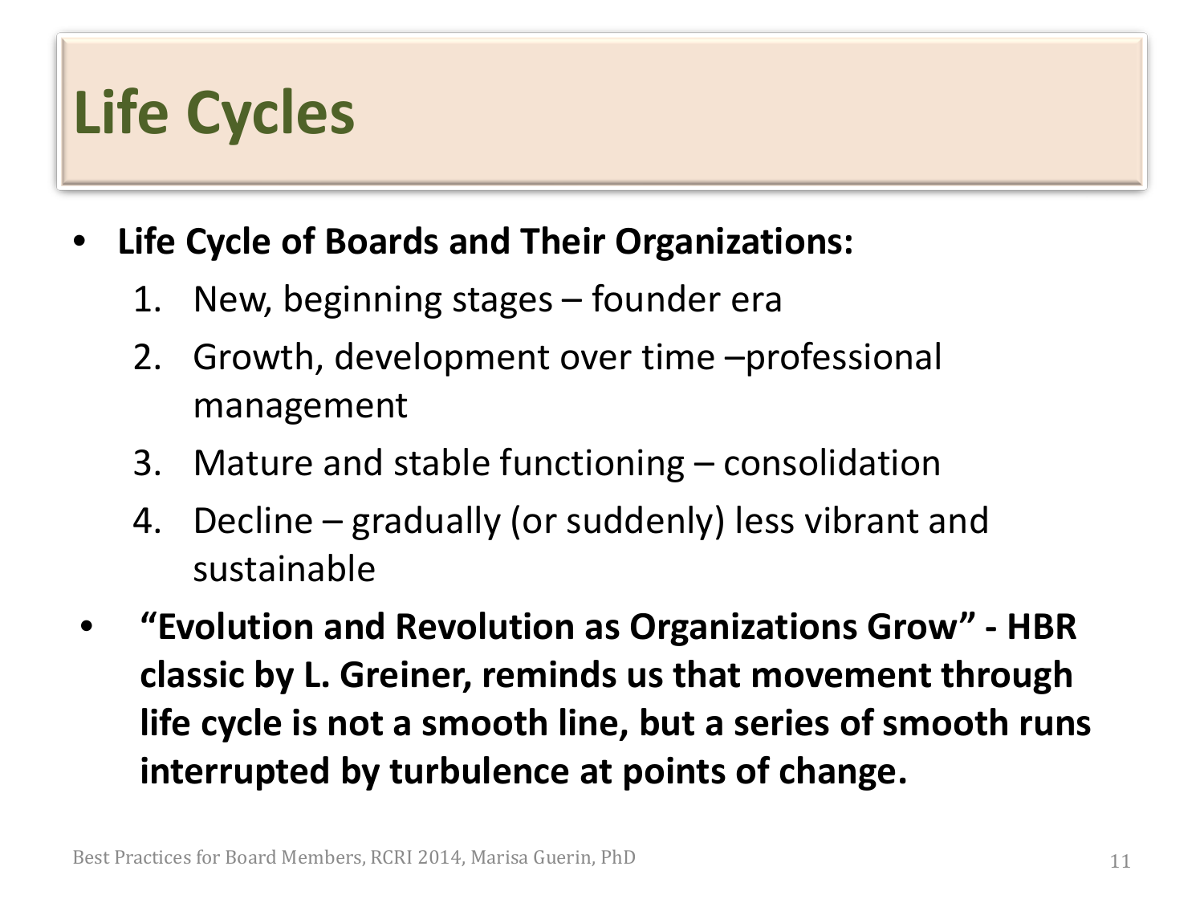# Life Cycles

- **Life Cycle of Boards and Their Organizations:**
    1. New, beginning stages – founder era
    2. Growth, development over time –professional management
    3. Mature and stable functioning – consolidation
    4. Decline – gradually (or suddenly) less vibrant and sustainable
- **"Evolution and Revolution as Organizations Grow" - HBR classic by L. Greiner, reminds us that movement through life cycle is not a smooth line, but a series of smooth runs interrupted by turbulence at points of change.**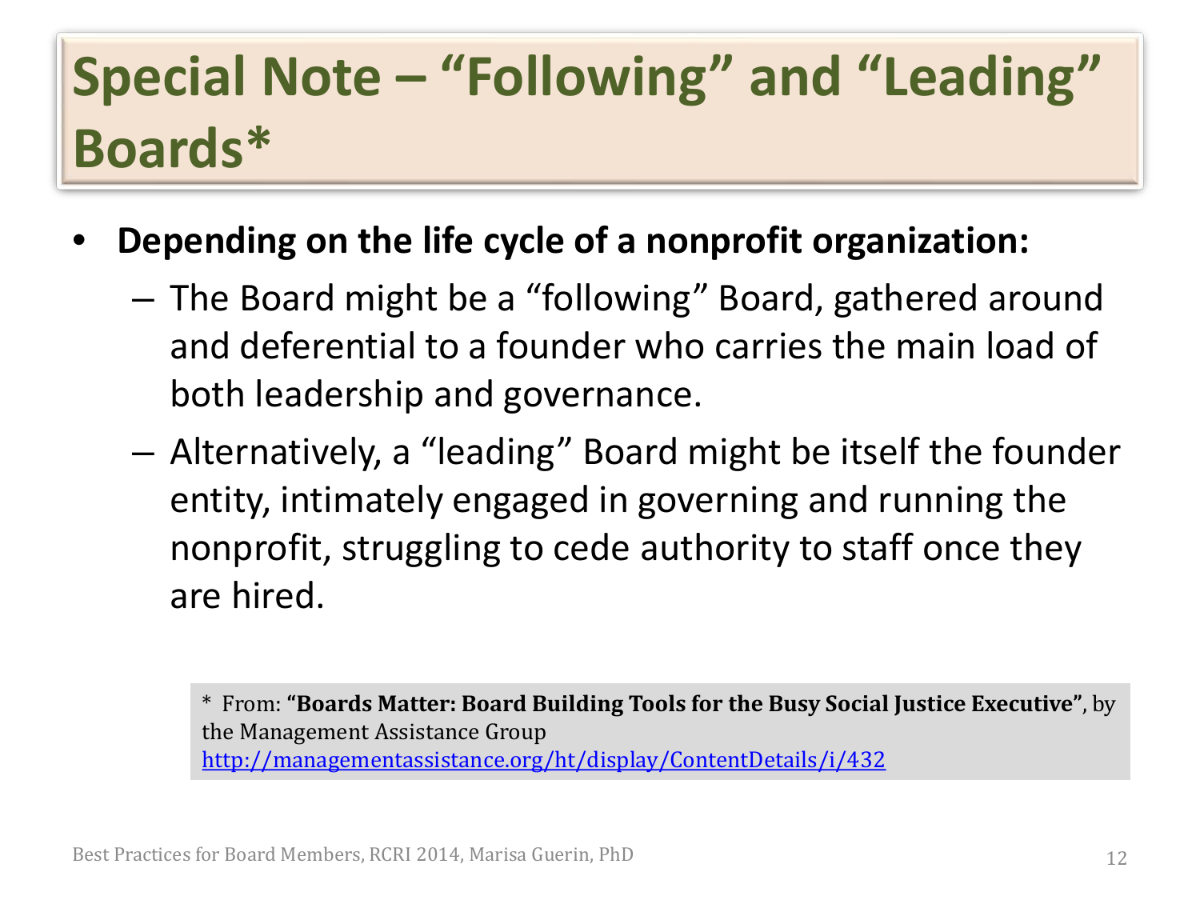# Special Note – "Following" and "Leading" Boards*

- **Depending on the life cycle of a nonprofit organization:**
  - The Board might be a "following" Board, gathered around and deferential to a founder who carries the main load of both leadership and governance.
  - Alternatively, a "leading" Board might be itself the founder entity, intimately engaged in governing and running the nonprofit, struggling to cede authority to staff once they are hired.

\* From: **"Boards Matter: Board Building Tools for the Busy Social Justice Executive"**, by the Management Assistance Group http://managementassistance.org/ht/display/ContentDetails/i/432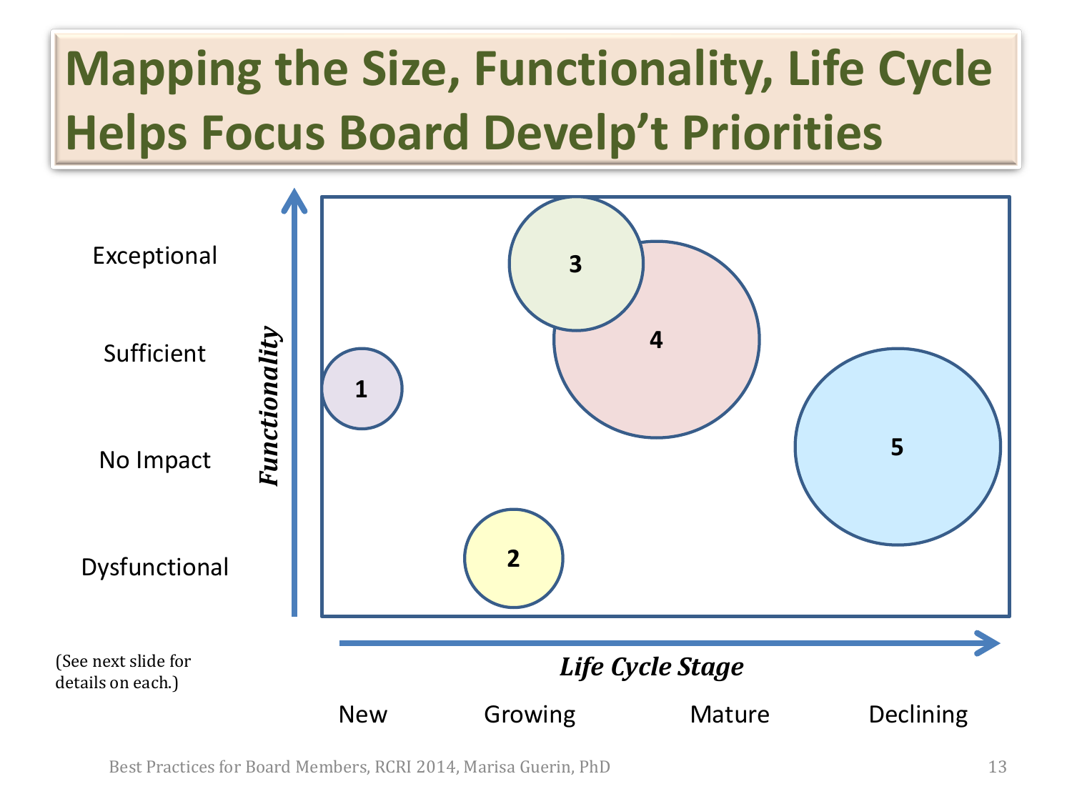# Mapping the Size, Functionality, Life Cycle Helps Focus Board Develp't Priorities

*Functionality*

Exceptional

Sufficient

No Impact

Dysfunctional

1

2

3

4

5

*Life Cycle Stage*

New Growing Mature Declining

(See next slide for details on each.)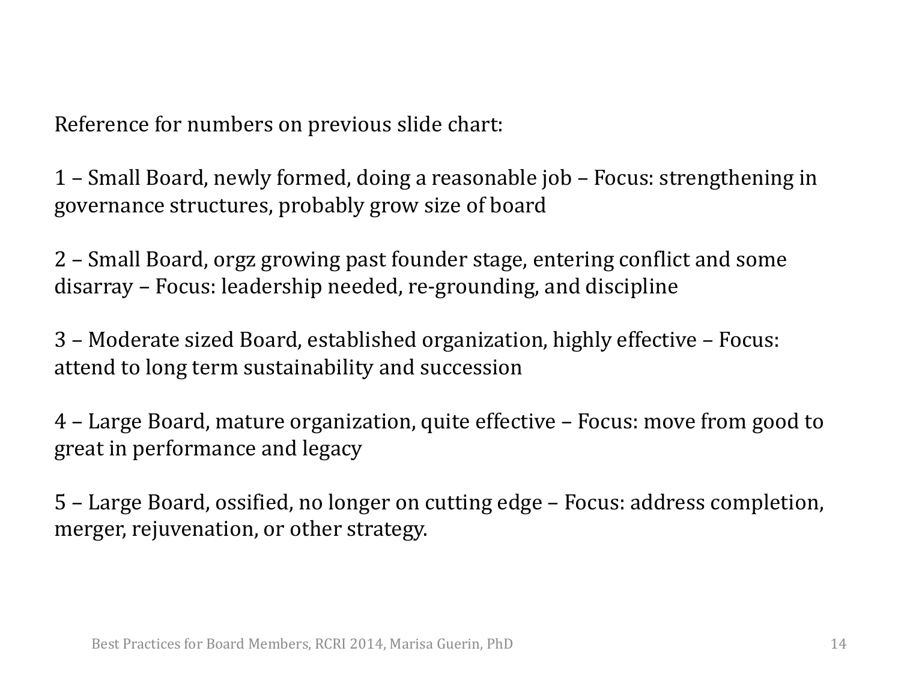Reference for numbers on previous slide chart:

1 – Small Board, newly formed, doing a reasonable job – Focus: strengthening in governance structures, probably grow size of board

2 – Small Board, orgz growing past founder stage, entering conflict and some disarray – Focus: leadership needed, re-grounding, and discipline

3 – Moderate sized Board, established organization, highly effective – Focus: attend to long term sustainability and succession

4 – Large Board, mature organization, quite effective – Focus: move from good to great in performance and legacy

5 – Large Board, ossified, no longer on cutting edge – Focus: address completion, merger, rejuvenation, or other strategy.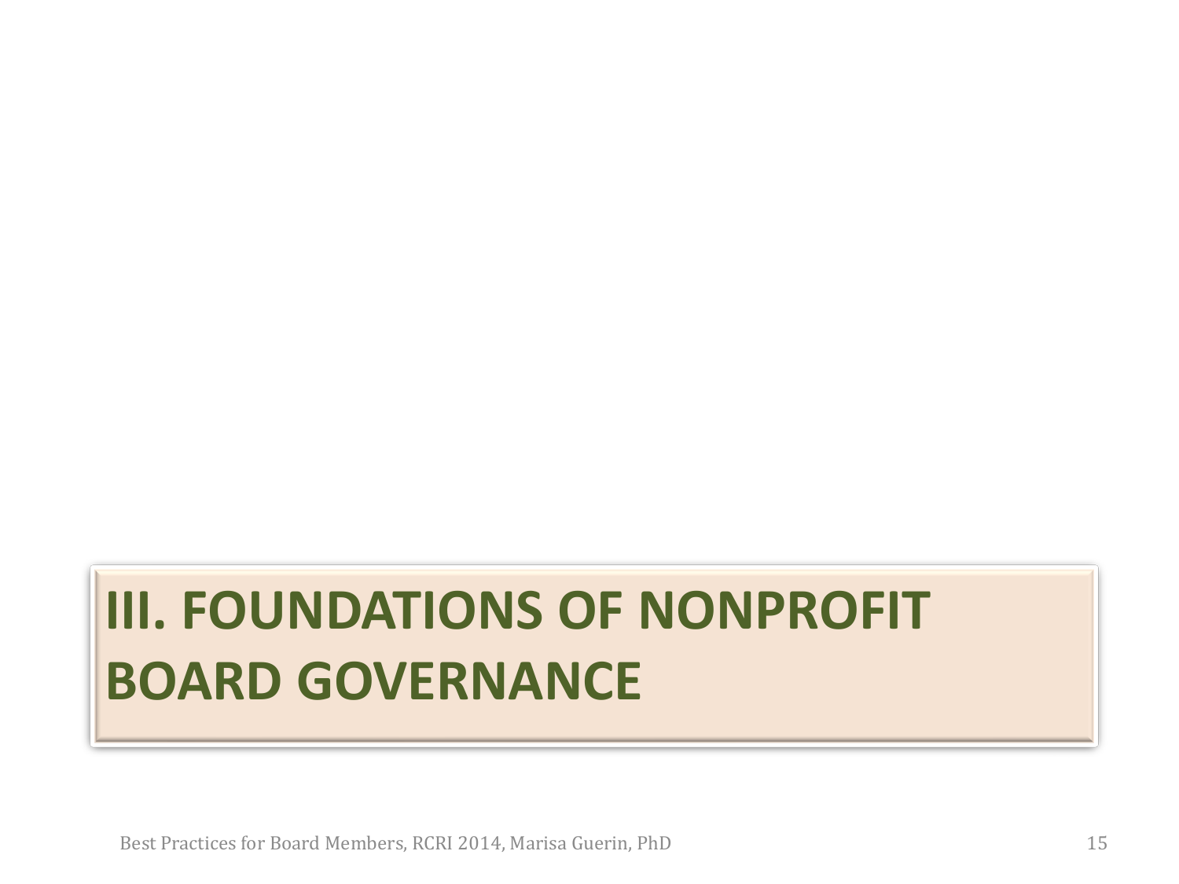# III. FOUNDATIONS OF NONPROFIT BOARD GOVERNANCE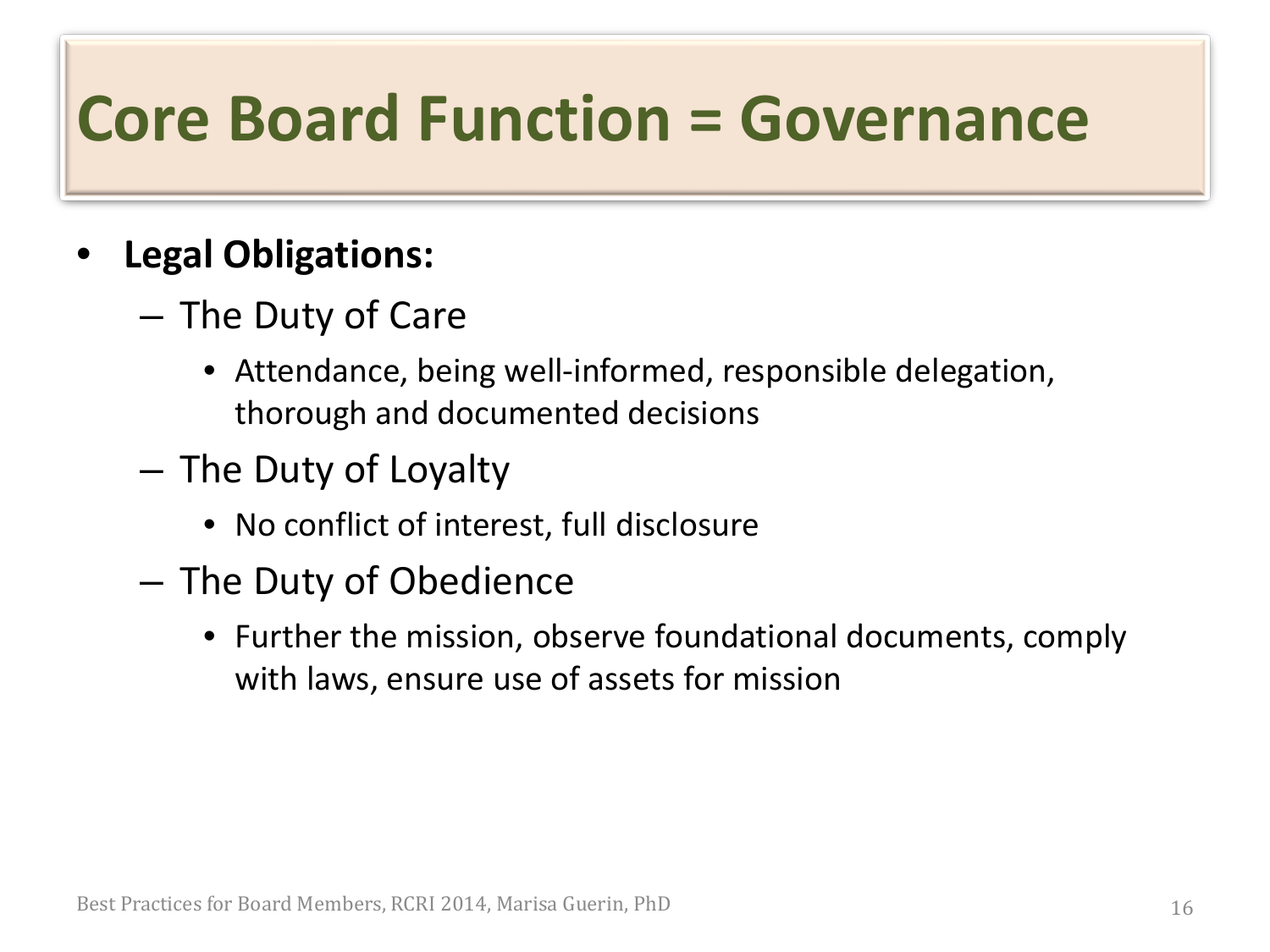# Core Board Function = Governance

- **Legal Obligations:**
  - The Duty of Care
    - Attendance, being well-informed, responsible delegation, thorough and documented decisions
  - The Duty of Loyalty
    - No conflict of interest, full disclosure
  - The Duty of Obedience
    - Further the mission, observe foundational documents, comply with laws, ensure use of assets for mission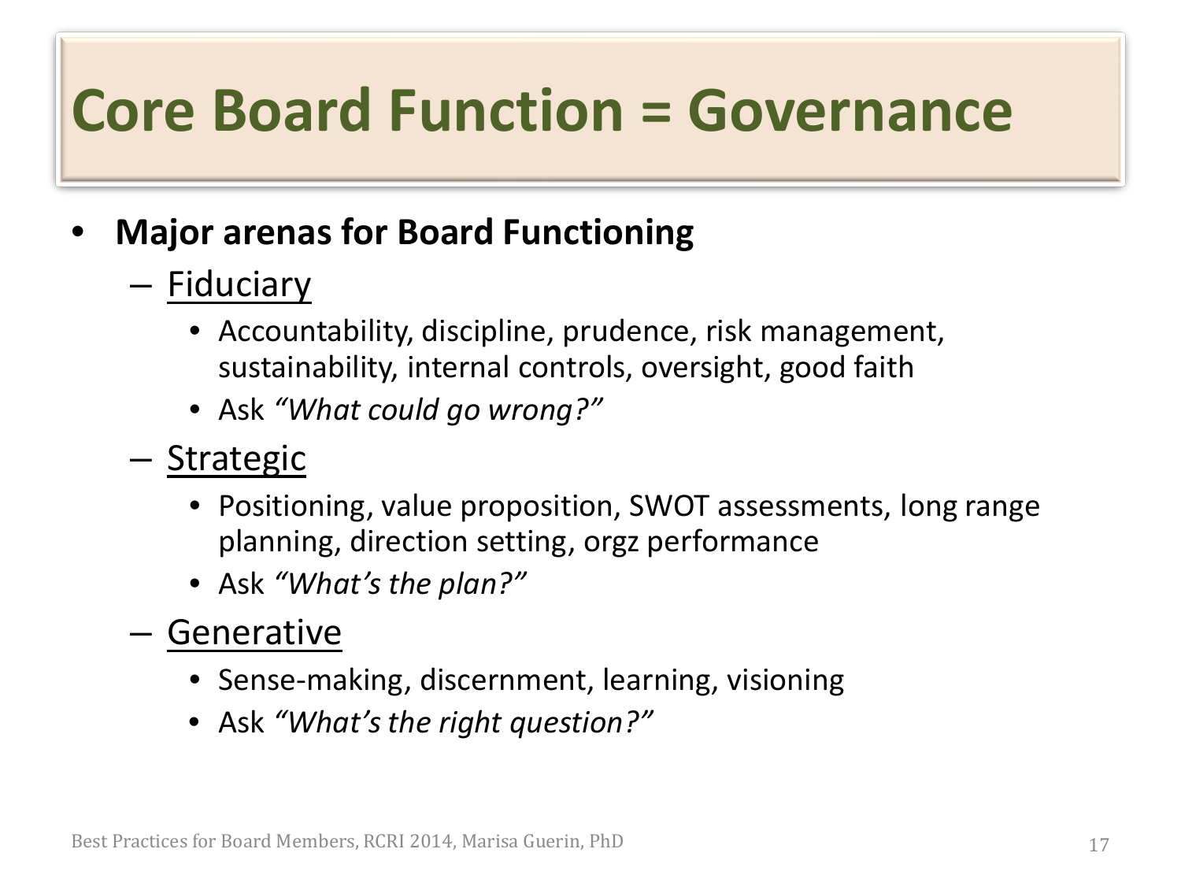# Core Board Function = Governance

- **Major arenas for Board Functioning**
  - Fiduciary
    - Accountability, discipline, prudence, risk management, sustainability, internal controls, oversight, good faith
    - Ask *"What could go wrong?"*
  - Strategic
    - Positioning, value proposition, SWOT assessments, long range planning, direction setting, orgz performance
    - Ask *"What's the plan?"*
  - Generative
    - Sense-making, discernment, learning, visioning
    - Ask *"What's the right question?"*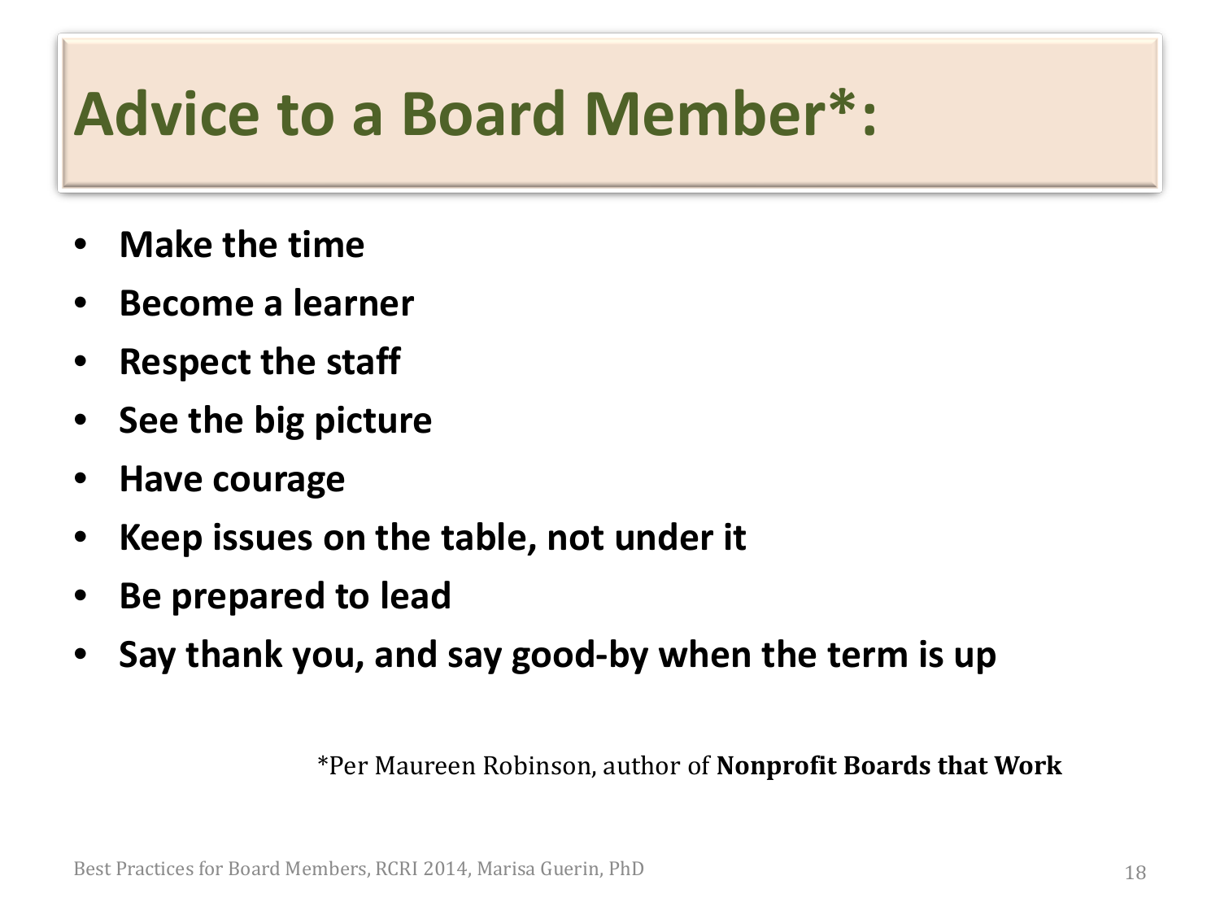# Advice to a Board Member*:

- **Make the time**
- **Become a learner**
- **Respect the staff**
- **See the big picture**
- **Have courage**
- **Keep issues on the table, not under it**
- **Be prepared to lead**
- **Say thank you, and say good-by when the term is up**

*Per Maureen Robinson, author of **Nonprofit Boards that Work**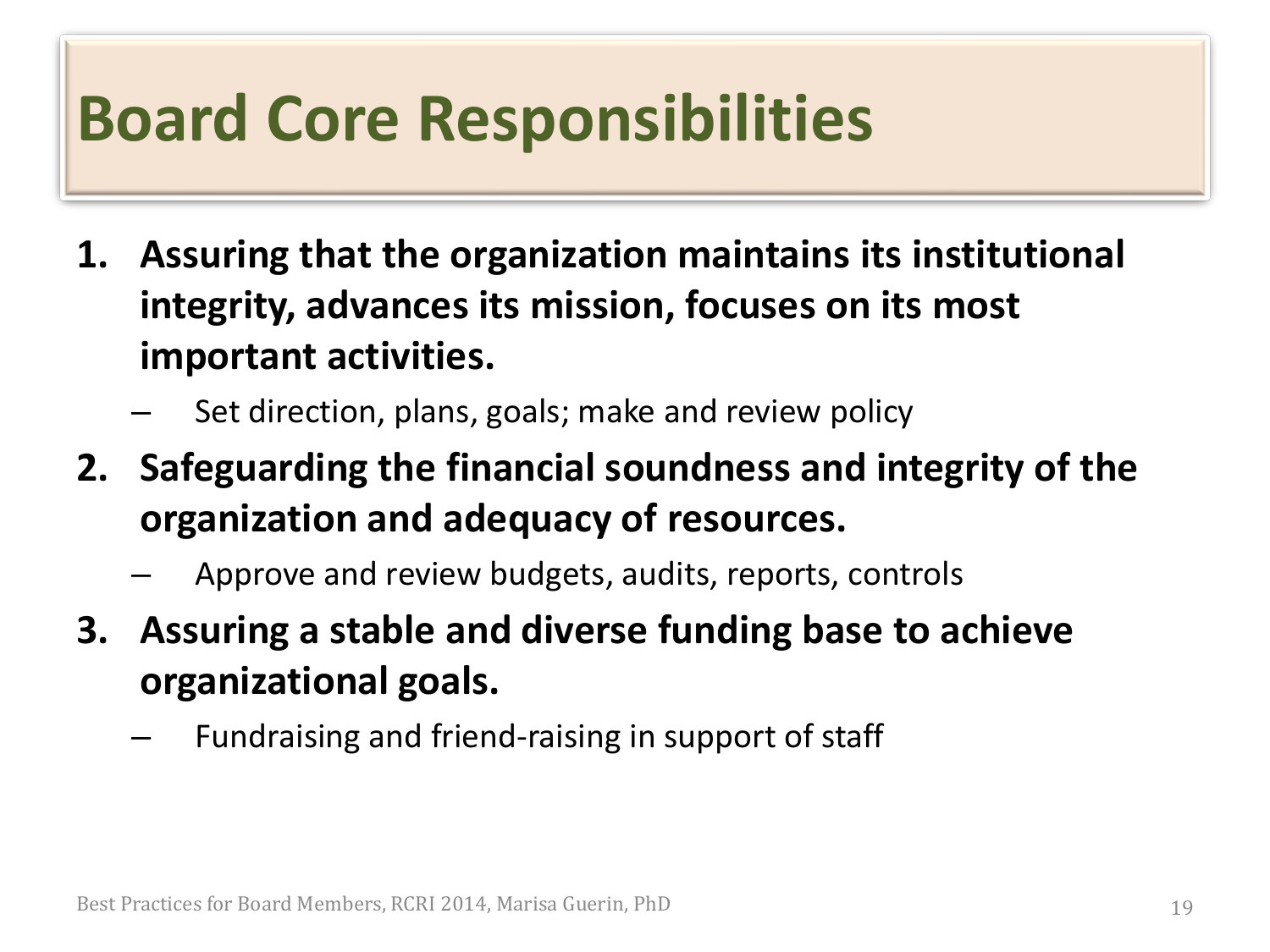# Board Core Responsibilities

1. **Assuring that the organization maintains its institutional integrity, advances its mission, focuses on its most important activities.**
   - Set direction, plans, goals; make and review policy
2. **Safeguarding the financial soundness and integrity of the organization and adequacy of resources.**
   - Approve and review budgets, audits, reports, controls
3. **Assuring a stable and diverse funding base to achieve organizational goals.**
   - Fundraising and friend-raising in support of staff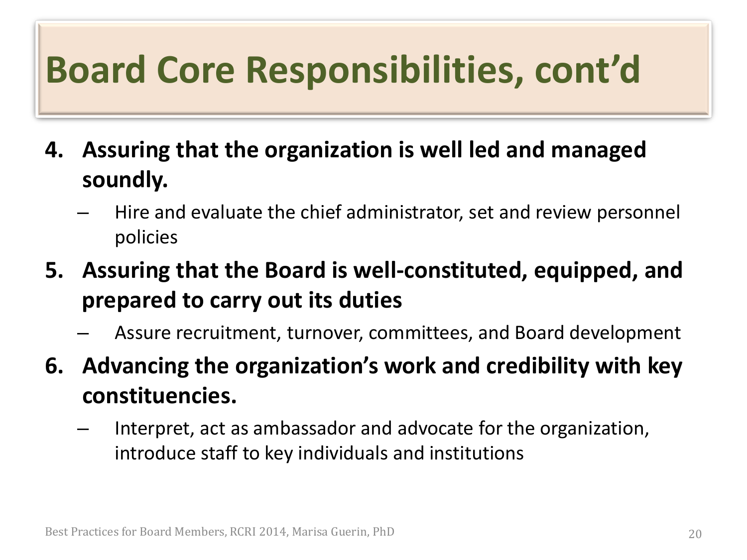# Board Core Responsibilities, cont'd

4. **Assuring that the organization is well led and managed soundly.**
   - Hire and evaluate the chief administrator, set and review personnel policies
5. **Assuring that the Board is well-constituted, equipped, and prepared to carry out its duties**
   - Assure recruitment, turnover, committees, and Board development
6. **Advancing the organization's work and credibility with key constituencies.**
   - Interpret, act as ambassador and advocate for the organization, introduce staff to key individuals and institutions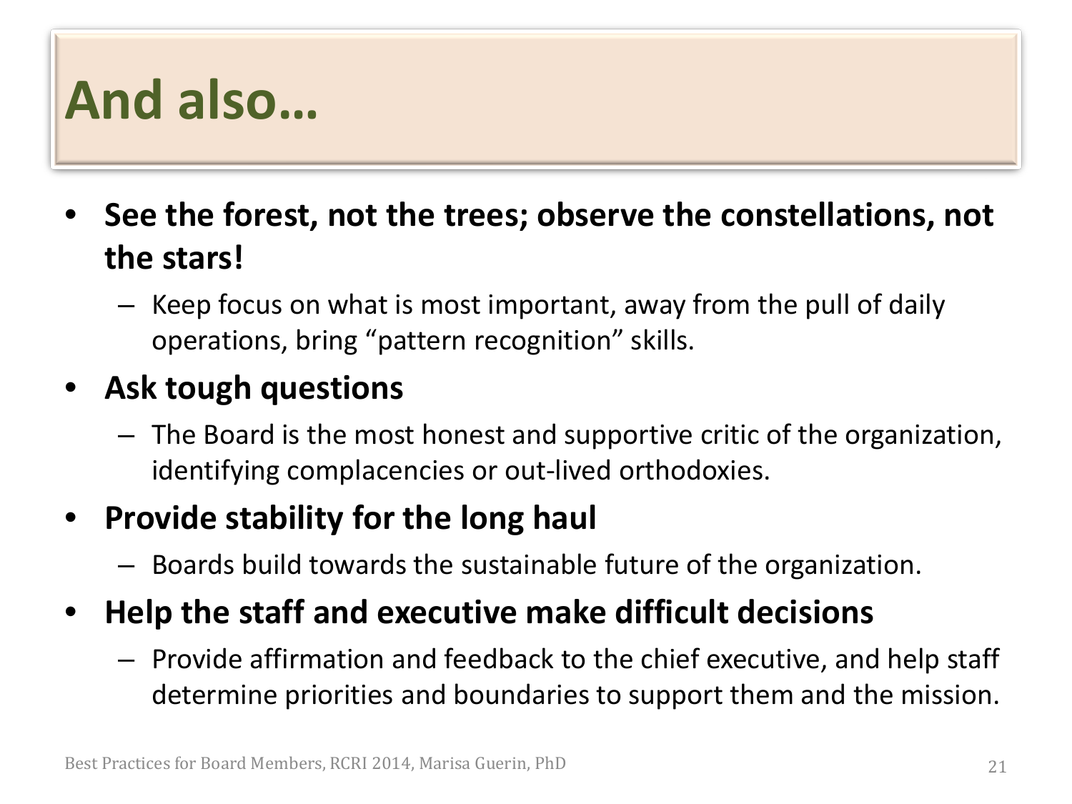# And also…

- **See the forest, not the trees; observe the constellations, not the stars!**
  - Keep focus on what is most important, away from the pull of daily operations, bring "pattern recognition" skills.
- **Ask tough questions**
  - The Board is the most honest and supportive critic of the organization, identifying complacencies or out-lived orthodoxies.
- **Provide stability for the long haul**
  - Boards build towards the sustainable future of the organization.
- **Help the staff and executive make difficult decisions**
  - Provide affirmation and feedback to the chief executive, and help staff determine priorities and boundaries to support them and the mission.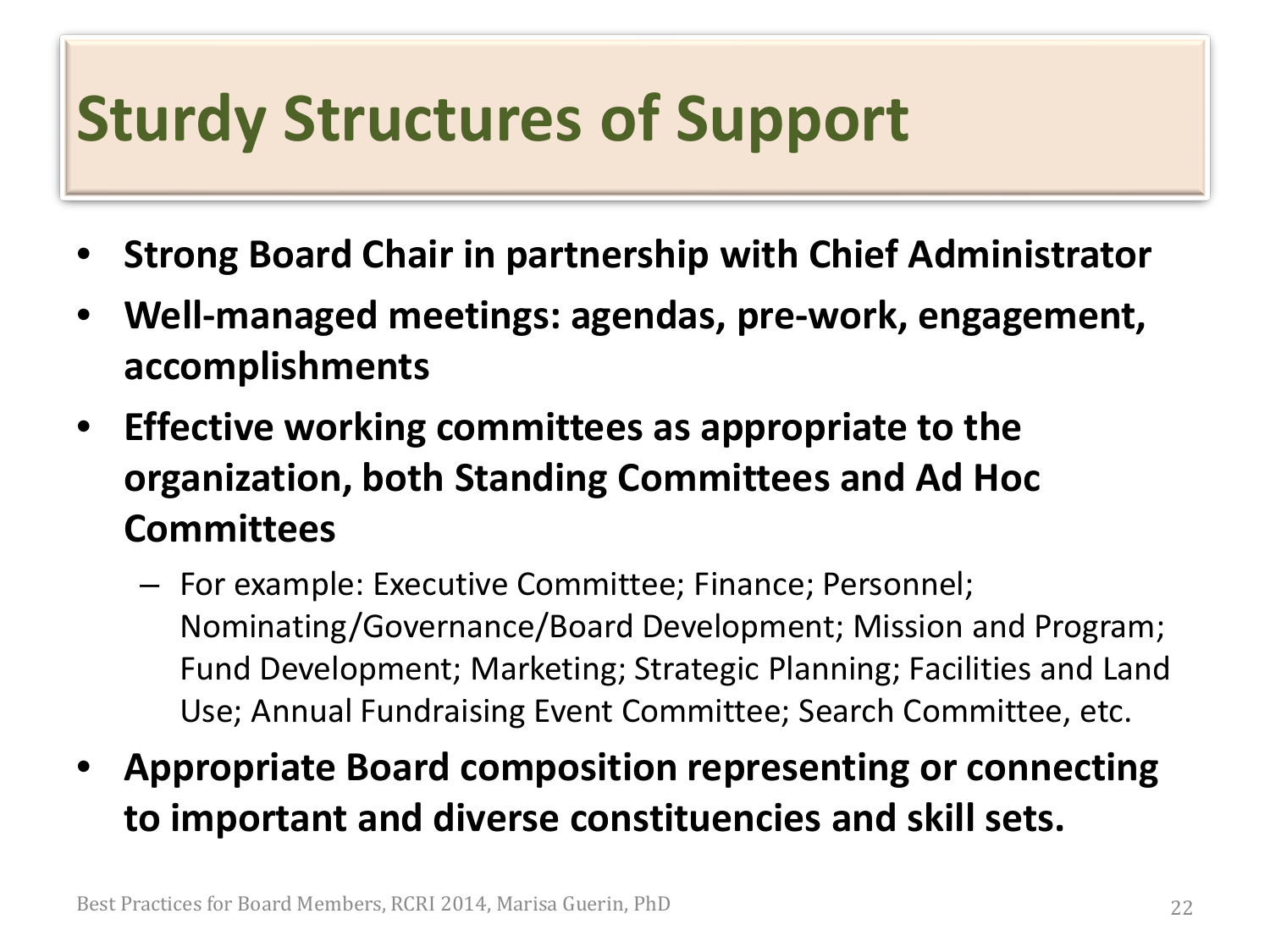# Sturdy Structures of Support

- **Strong Board Chair in partnership with Chief Administrator**
- **Well-managed meetings: agendas, pre-work, engagement, accomplishments**
- **Effective working committees as appropriate to the organization, both Standing Committees and Ad Hoc Committees**
  - For example: Executive Committee; Finance; Personnel; Nominating/Governance/Board Development; Mission and Program; Fund Development; Marketing; Strategic Planning; Facilities and Land Use; Annual Fundraising Event Committee; Search Committee, etc.
- **Appropriate Board composition representing or connecting to important and diverse constituencies and skill sets.**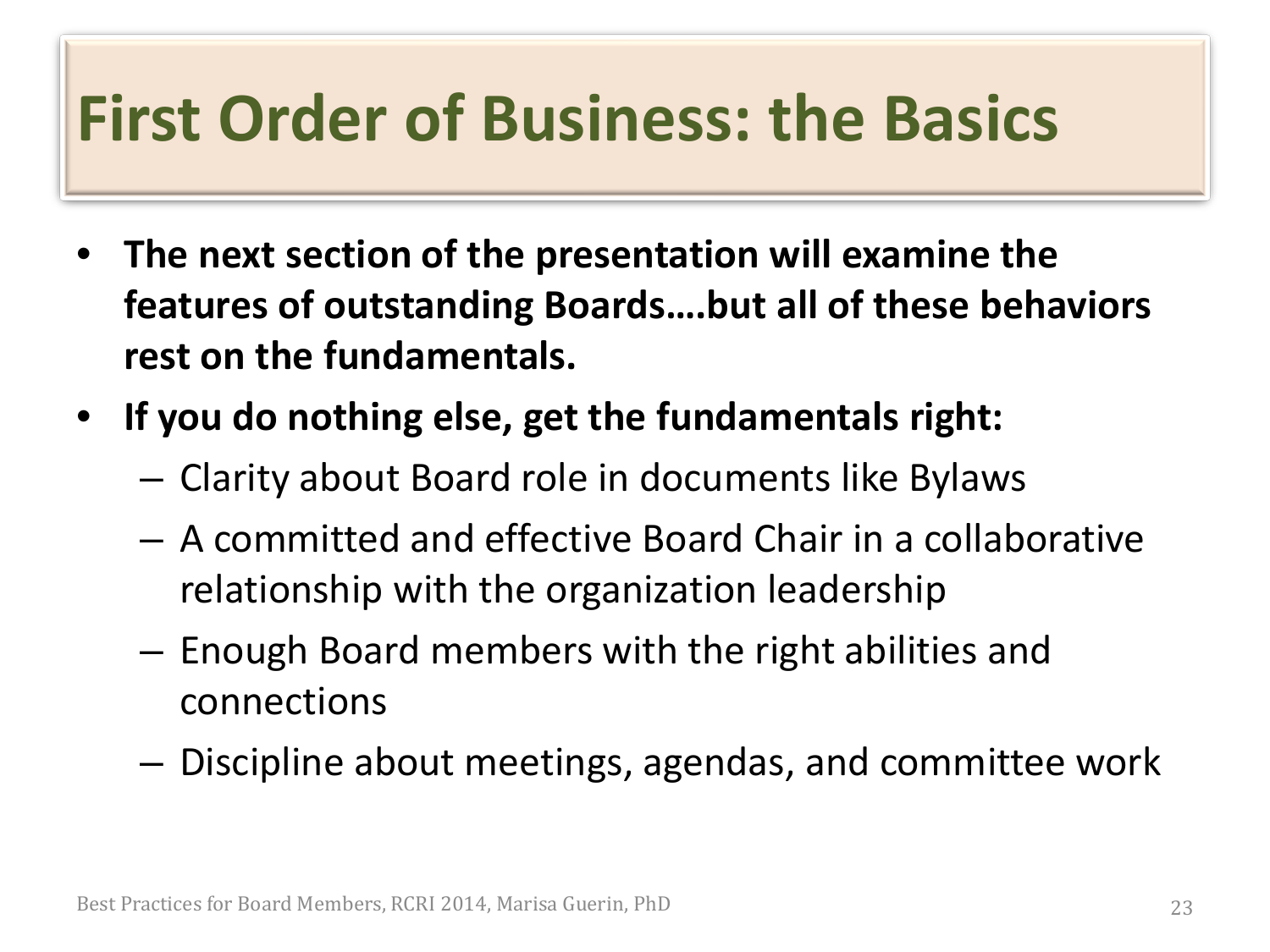# First Order of Business: the Basics

- **The next section of the presentation will examine the features of outstanding Boards….but all of these behaviors rest on the fundamentals.**
- **If you do nothing else, get the fundamentals right:**
  - Clarity about Board role in documents like Bylaws
  - A committed and effective Board Chair in a collaborative relationship with the organization leadership
  - Enough Board members with the right abilities and connections
  - Discipline about meetings, agendas, and committee work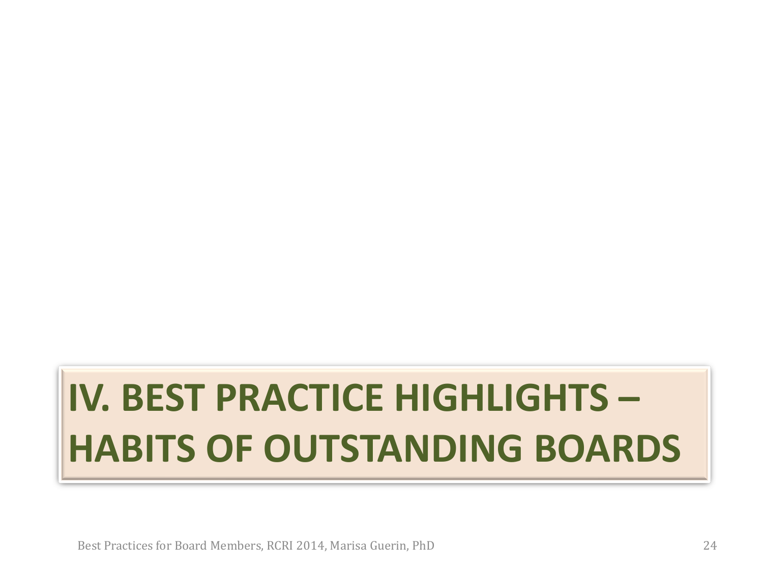# IV. BEST PRACTICE HIGHLIGHTS – HABITS OF OUTSTANDING BOARDS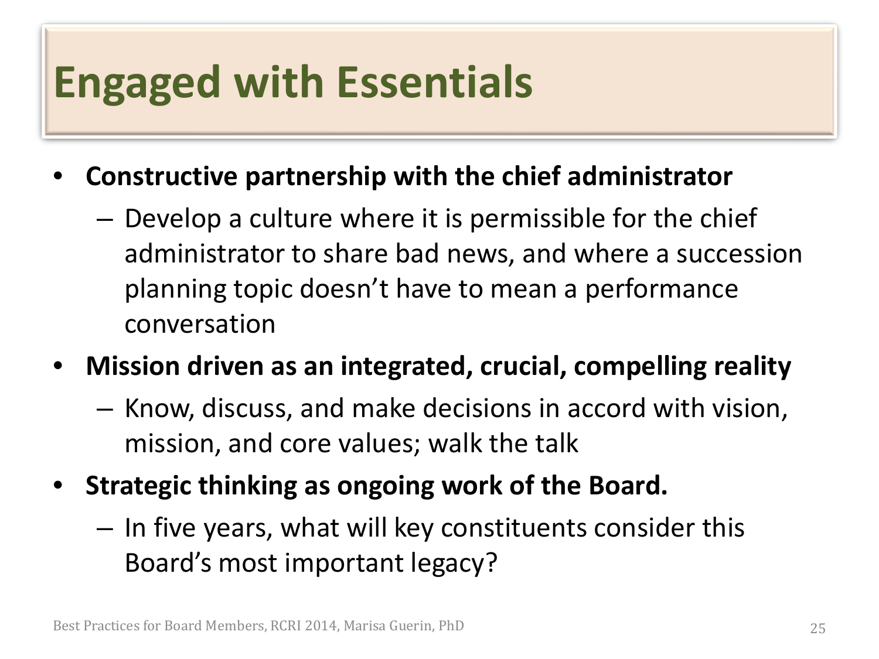# Engaged with Essentials

- **Constructive partnership with the chief administrator**
  - Develop a culture where it is permissible for the chief administrator to share bad news, and where a succession planning topic doesn't have to mean a performance conversation
- **Mission driven as an integrated, crucial, compelling reality**
  - Know, discuss, and make decisions in accord with vision, mission, and core values; walk the talk
- **Strategic thinking as ongoing work of the Board.**
  - In five years, what will key constituents consider this Board's most important legacy?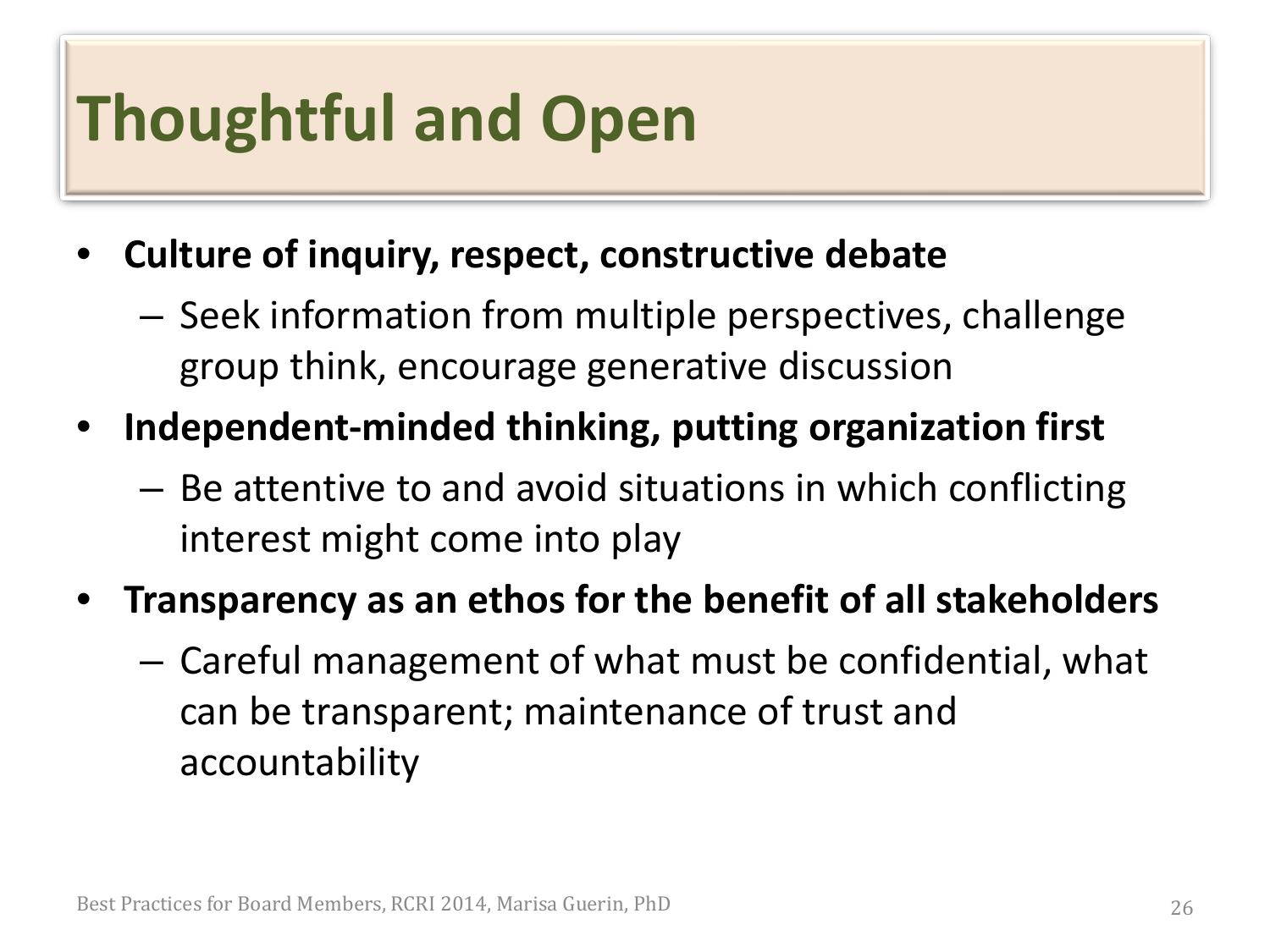# Thoughtful and Open

- **Culture of inquiry, respect, constructive debate**
  - Seek information from multiple perspectives, challenge group think, encourage generative discussion
- **Independent-minded thinking, putting organization first**
  - Be attentive to and avoid situations in which conflicting interest might come into play
- **Transparency as an ethos for the benefit of all stakeholders**
  - Careful management of what must be confidential, what can be transparent; maintenance of trust and accountability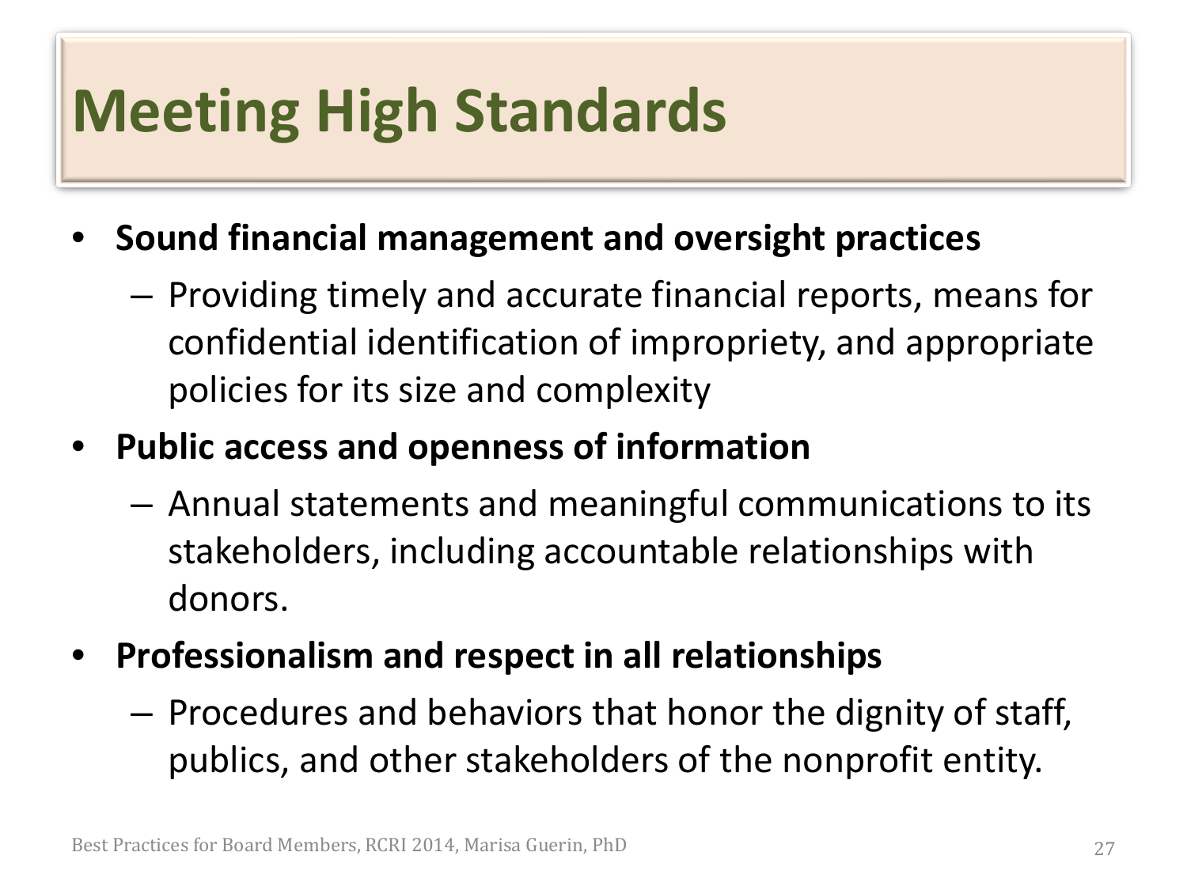# Meeting High Standards

- **Sound financial management and oversight practices**
  - Providing timely and accurate financial reports, means for confidential identification of impropriety, and appropriate policies for its size and complexity
- **Public access and openness of information**
  - Annual statements and meaningful communications to its stakeholders, including accountable relationships with donors.
- **Professionalism and respect in all relationships**
  - Procedures and behaviors that honor the dignity of staff, publics, and other stakeholders of the nonprofit entity.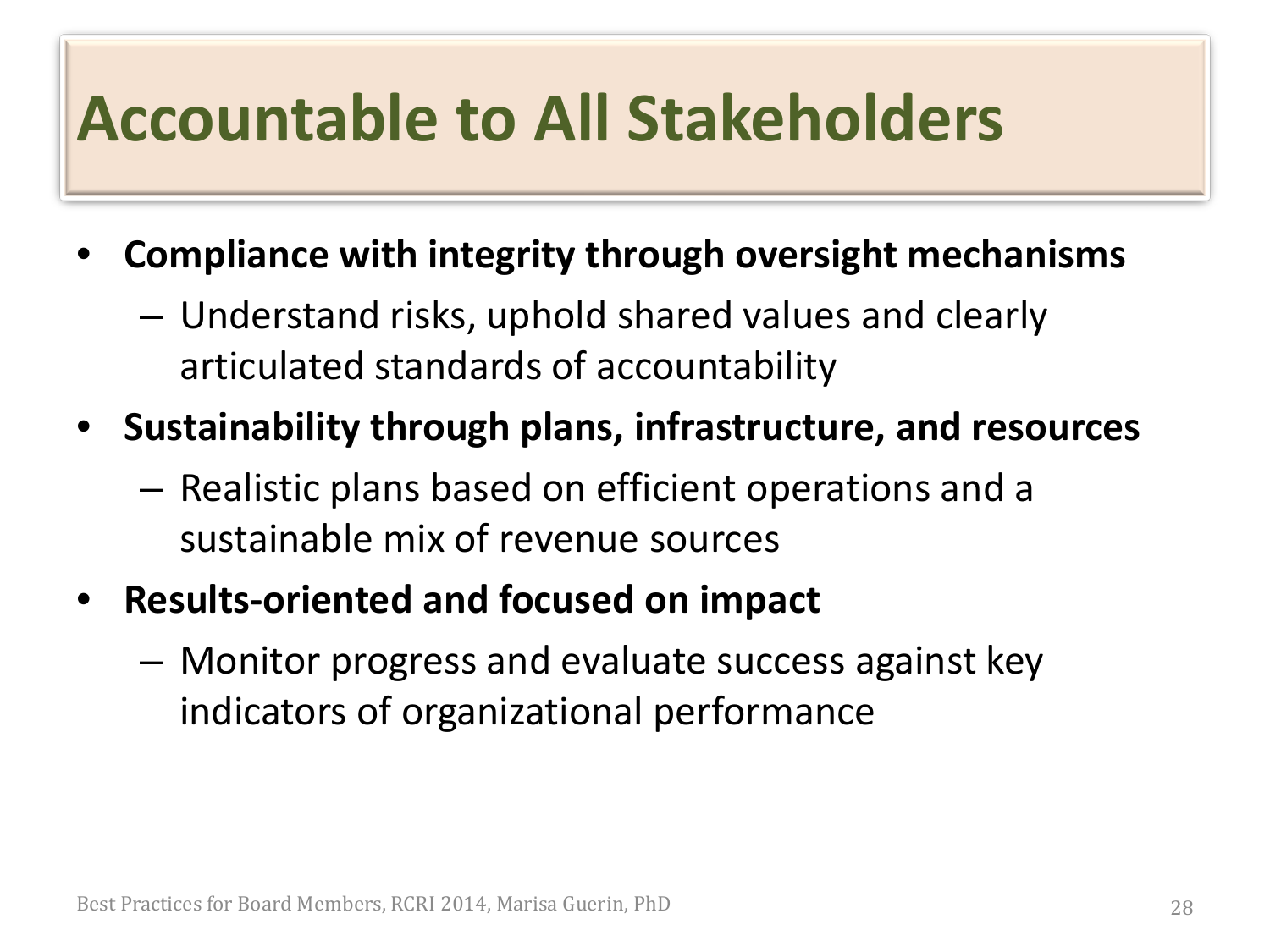# Accountable to All Stakeholders

- **Compliance with integrity through oversight mechanisms**
  - Understand risks, uphold shared values and clearly articulated standards of accountability
- **Sustainability through plans, infrastructure, and resources**
  - Realistic plans based on efficient operations and a sustainable mix of revenue sources
- **Results-oriented and focused on impact**
  - Monitor progress and evaluate success against key indicators of organizational performance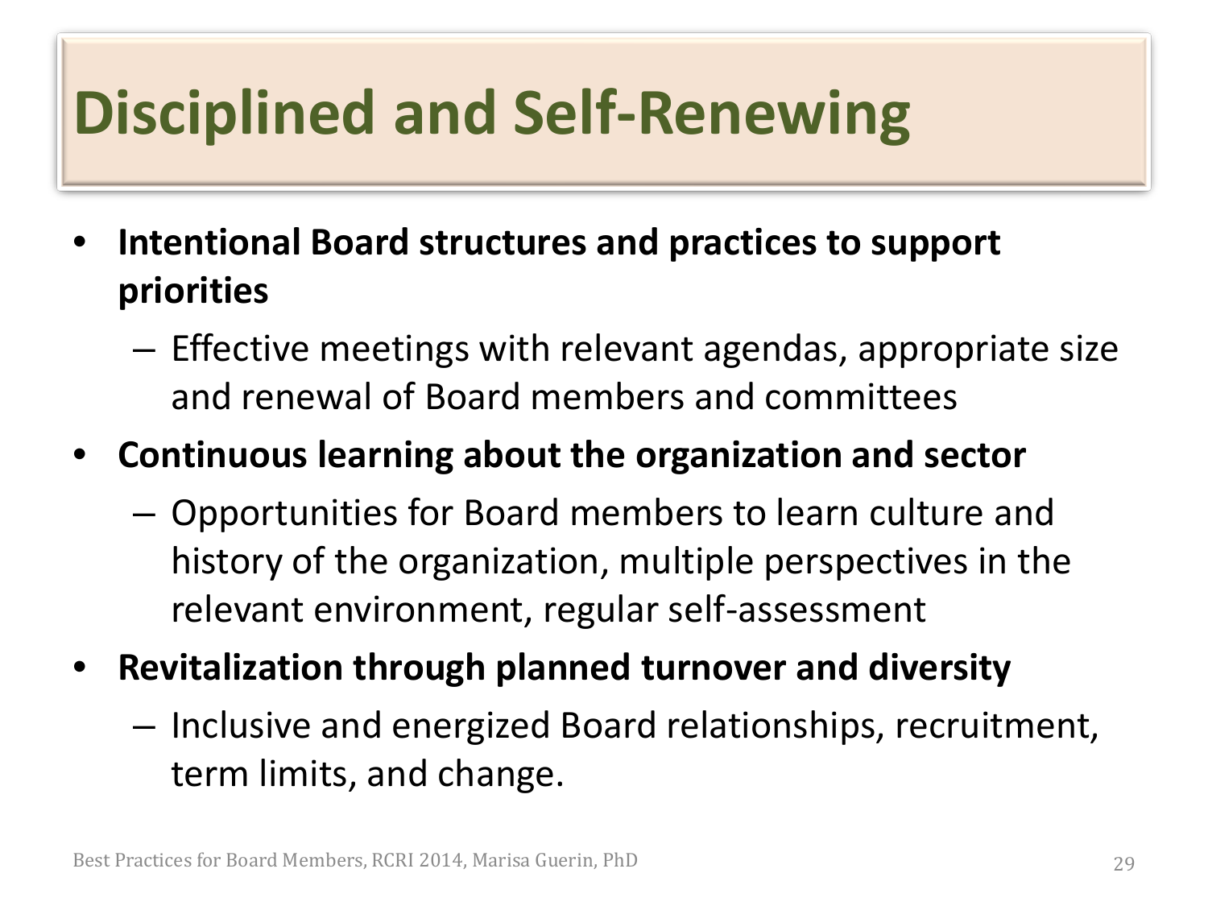# Disciplined and Self-Renewing

- **Intentional Board structures and practices to support priorities**
  - Effective meetings with relevant agendas, appropriate size and renewal of Board members and committees
- **Continuous learning about the organization and sector**
  - Opportunities for Board members to learn culture and history of the organization, multiple perspectives in the relevant environment, regular self-assessment
- **Revitalization through planned turnover and diversity**
  - Inclusive and energized Board relationships, recruitment, term limits, and change.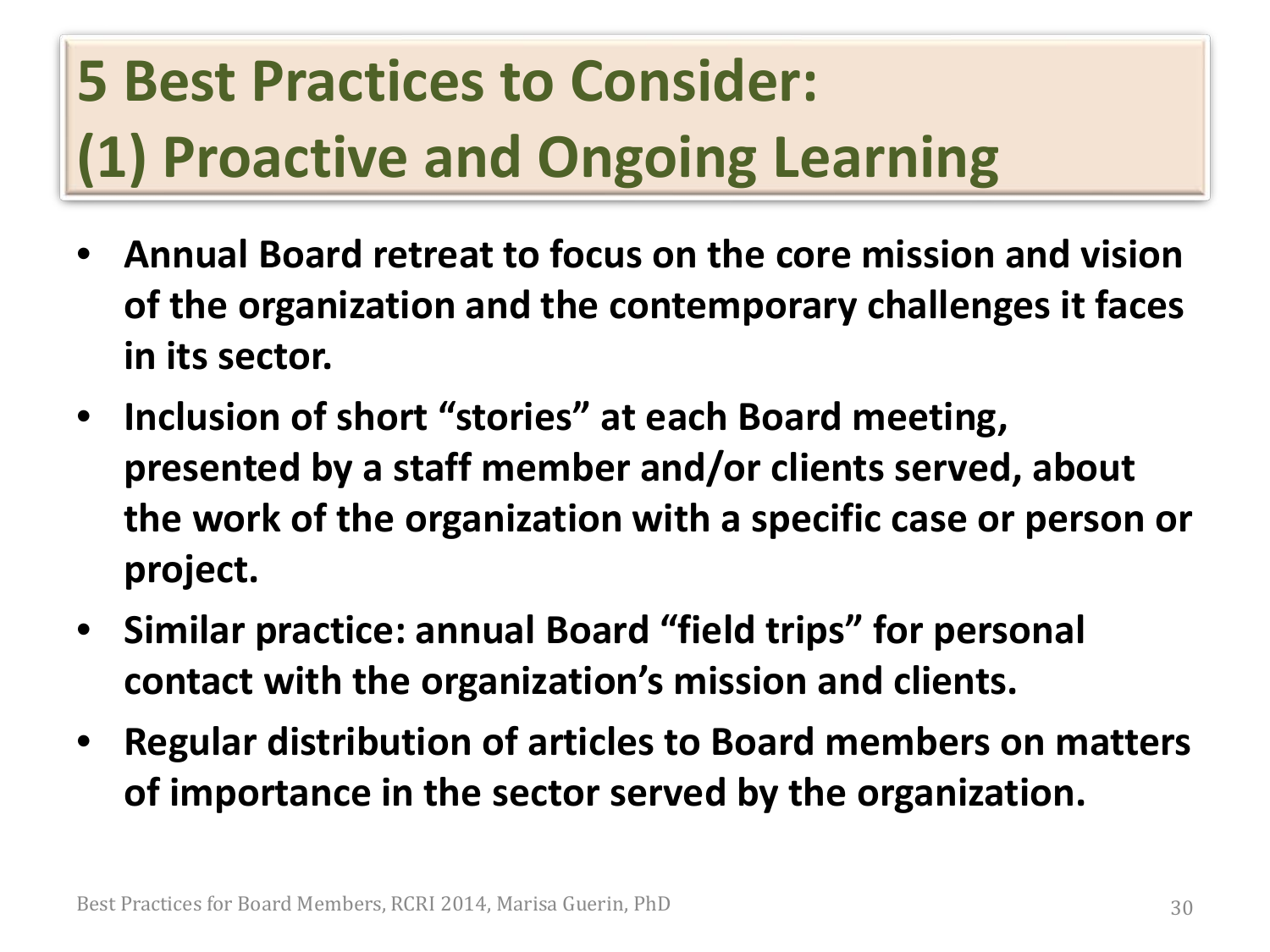# 5 Best Practices to Consider: (1) Proactive and Ongoing Learning

- **Annual Board retreat to focus on the core mission and vision of the organization and the contemporary challenges it faces in its sector.**
- **Inclusion of short "stories" at each Board meeting, presented by a staff member and/or clients served, about the work of the organization with a specific case or person or project.**
- **Similar practice: annual Board "field trips" for personal contact with the organization's mission and clients.**
- **Regular distribution of articles to Board members on matters of importance in the sector served by the organization.**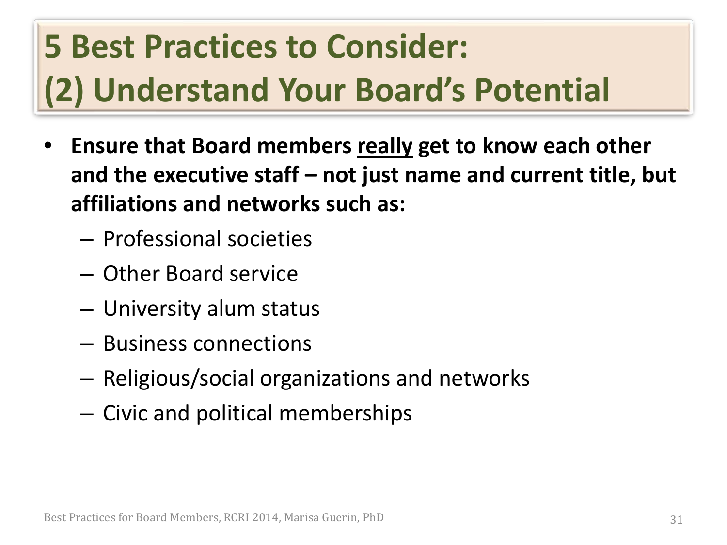# 5 Best Practices to Consider: (2) Understand Your Board's Potential

- **Ensure that Board members <u>really</u> get to know each other and the executive staff – not just name and current title, but affiliations and networks such as:**
  - Professional societies
  - Other Board service
  - University alum status
  - Business connections
  - Religious/social organizations and networks
  - Civic and political memberships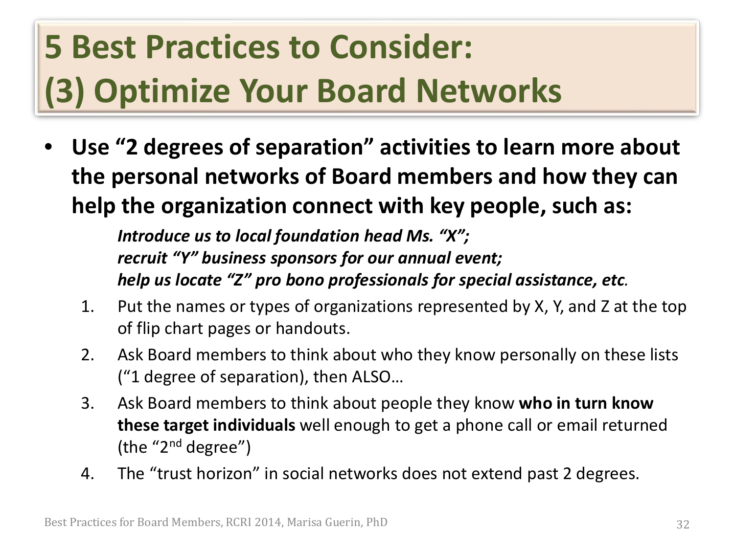# 5 Best Practices to Consider: (3) Optimize Your Board Networks

- **Use "2 degrees of separation" activities to learn more about the personal networks of Board members and how they can help the organization connect with key people, such as:**

  ***Introduce us to local foundation head Ms. "X";***
  ***recruit "Y" business sponsors for our annual event;***
  ***help us locate "Z" pro bono professionals for special assistance, etc.***

  1. Put the names or types of organizations represented by X, Y, and Z at the top of flip chart pages or handouts.
  2. Ask Board members to think about who they know personally on these lists ("1 degree of separation), then ALSO…
  3. Ask Board members to think about people they know **who in turn know these target individuals** well enough to get a phone call or email returned (the "2nd degree")
  4. The "trust horizon" in social networks does not extend past 2 degrees.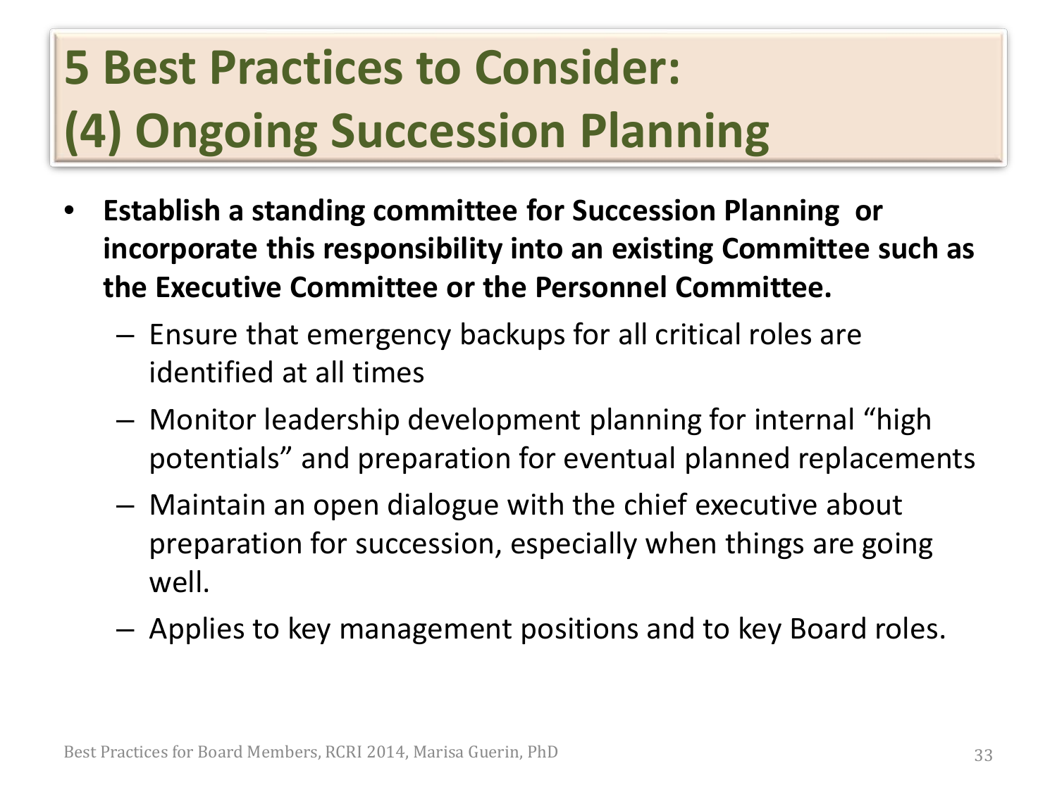# 5 Best Practices to Consider: (4) Ongoing Succession Planning

- **Establish a standing committee for Succession Planning or incorporate this responsibility into an existing Committee such as the Executive Committee or the Personnel Committee.**
  - Ensure that emergency backups for all critical roles are identified at all times
  - Monitor leadership development planning for internal "high potentials" and preparation for eventual planned replacements
  - Maintain an open dialogue with the chief executive about preparation for succession, especially when things are going well.
  - Applies to key management positions and to key Board roles.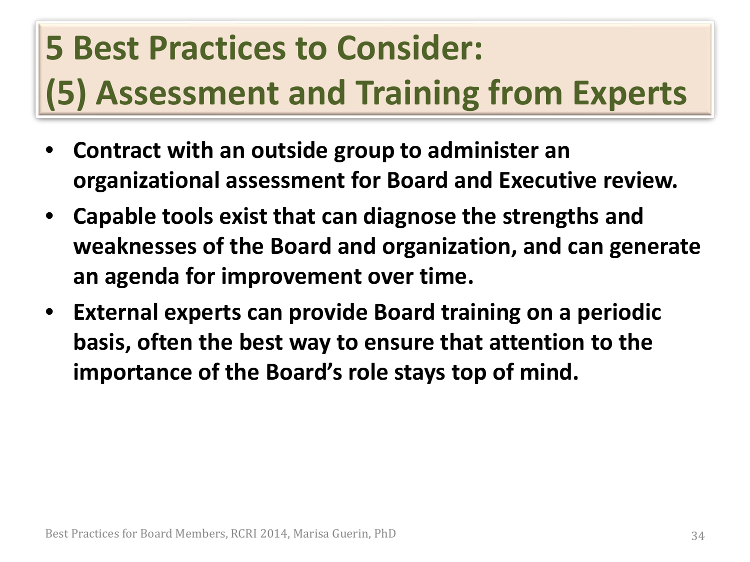# 5 Best Practices to Consider:
# (5) Assessment and Training from Experts

- **Contract with an outside group to administer an organizational assessment for Board and Executive review.**
- **Capable tools exist that can diagnose the strengths and weaknesses of the Board and organization, and can generate an agenda for improvement over time.**
- **External experts can provide Board training on a periodic basis, often the best way to ensure that attention to the importance of the Board's role stays top of mind.**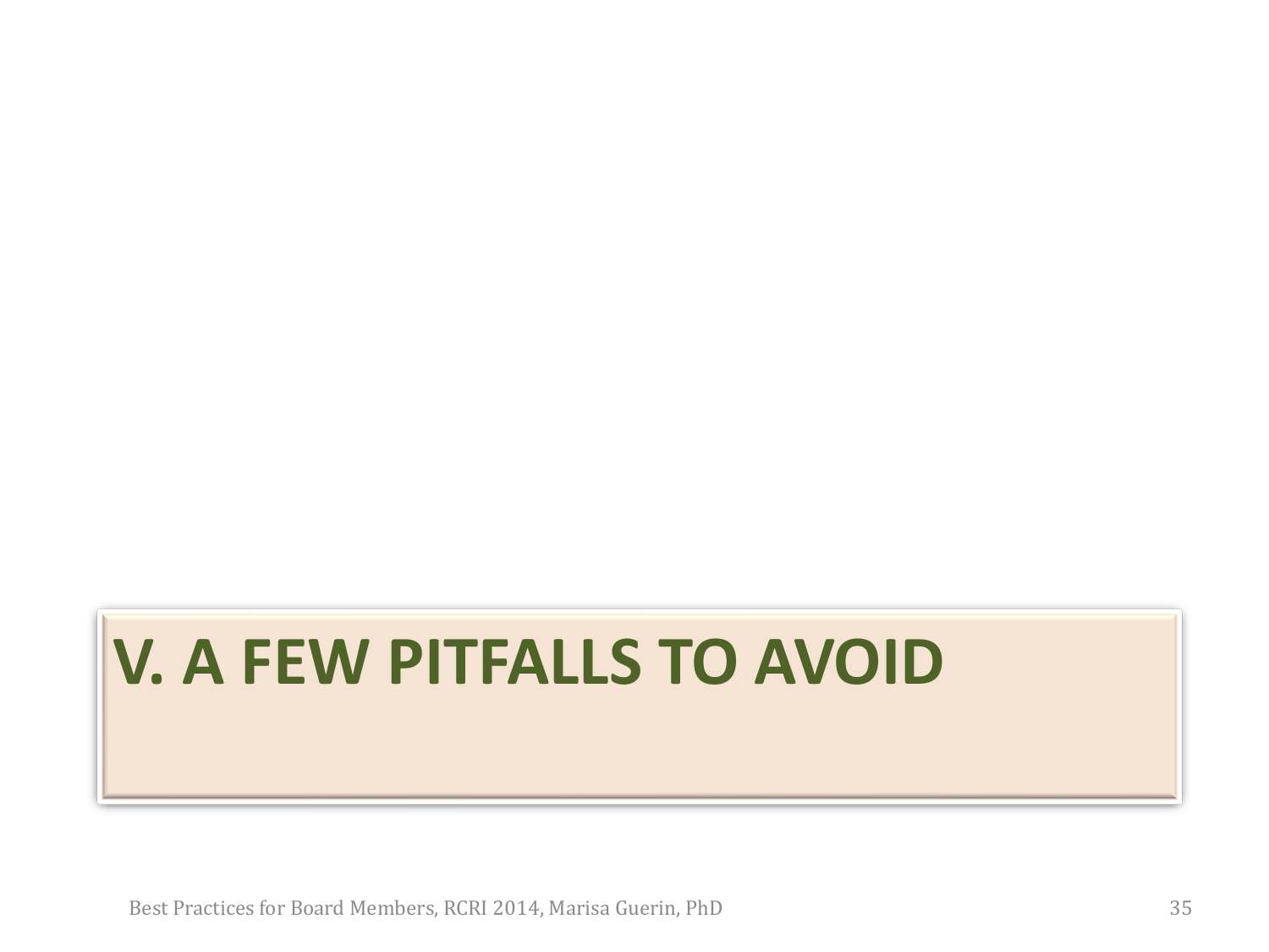# V. A FEW PITFALLS TO AVOID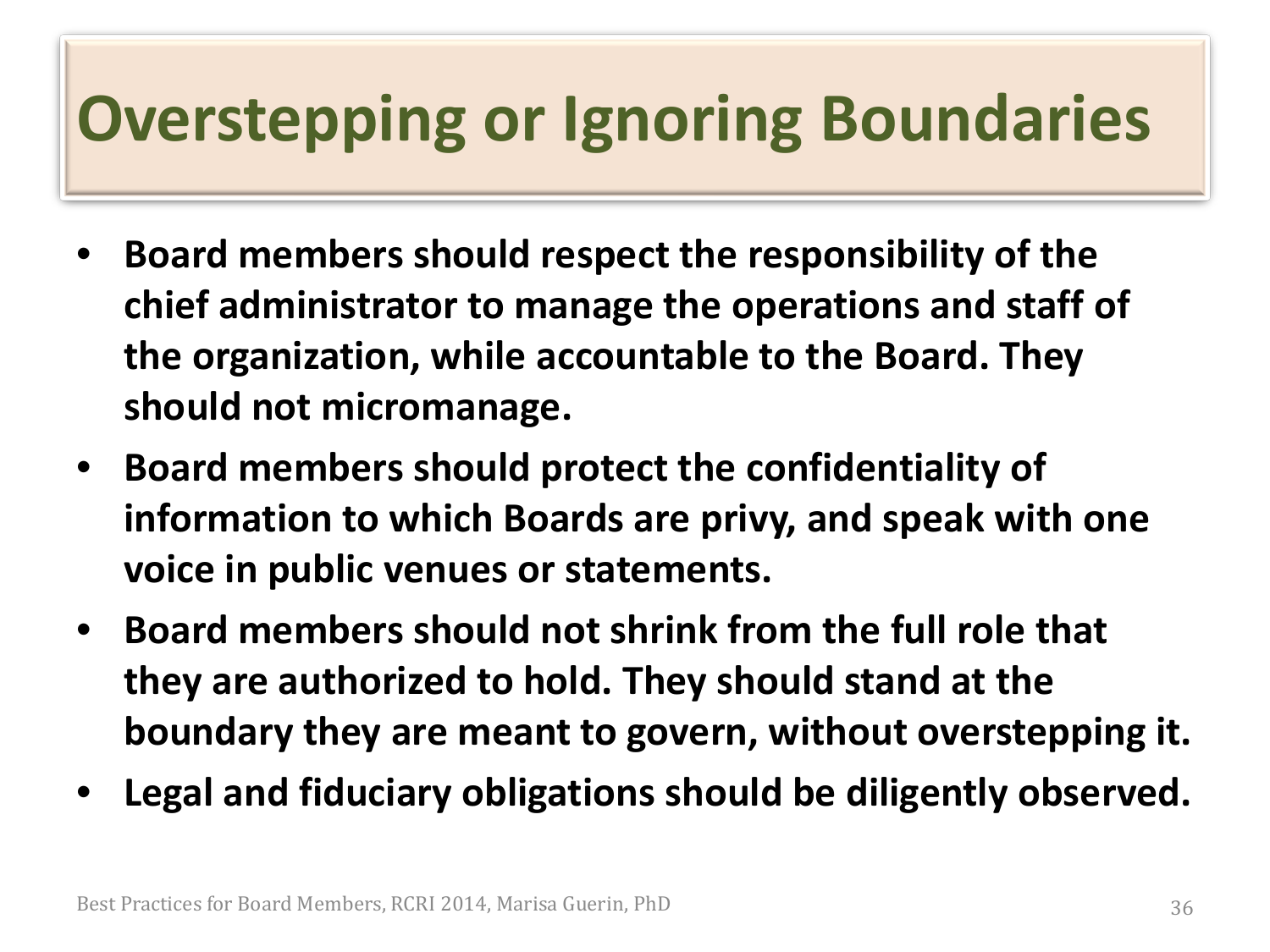# Overstepping or Ignoring Boundaries

- **Board members should respect the responsibility of the chief administrator to manage the operations and staff of the organization, while accountable to the Board. They should not micromanage.**
- **Board members should protect the confidentiality of information to which Boards are privy, and speak with one voice in public venues or statements.**
- **Board members should not shrink from the full role that they are authorized to hold. They should stand at the boundary they are meant to govern, without overstepping it.**
- **Legal and fiduciary obligations should be diligently observed.**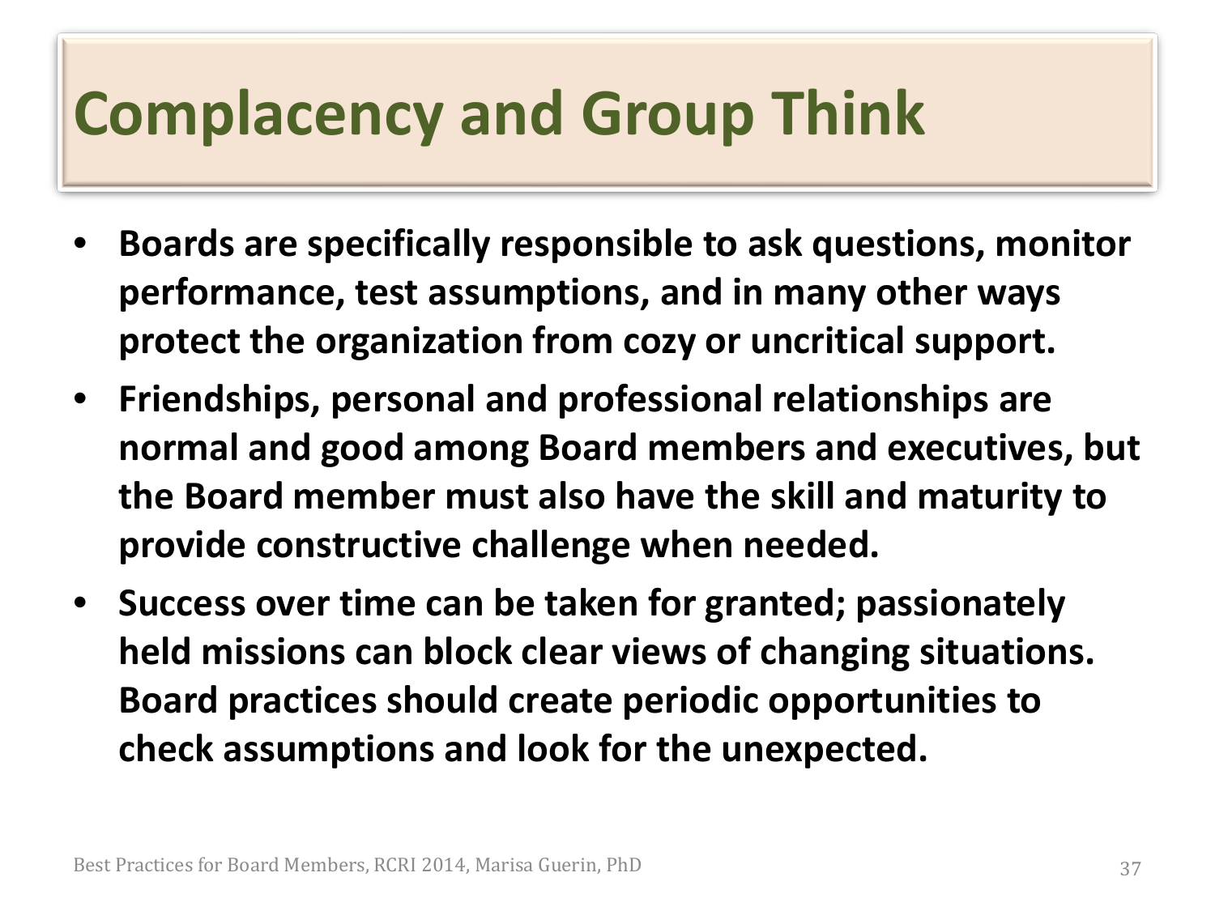# Complacency and Group Think

- **Boards are specifically responsible to ask questions, monitor performance, test assumptions, and in many other ways protect the organization from cozy or uncritical support.**
- **Friendships, personal and professional relationships are normal and good among Board members and executives, but the Board member must also have the skill and maturity to provide constructive challenge when needed.**
- **Success over time can be taken for granted; passionately held missions can block clear views of changing situations. Board practices should create periodic opportunities to check assumptions and look for the unexpected.**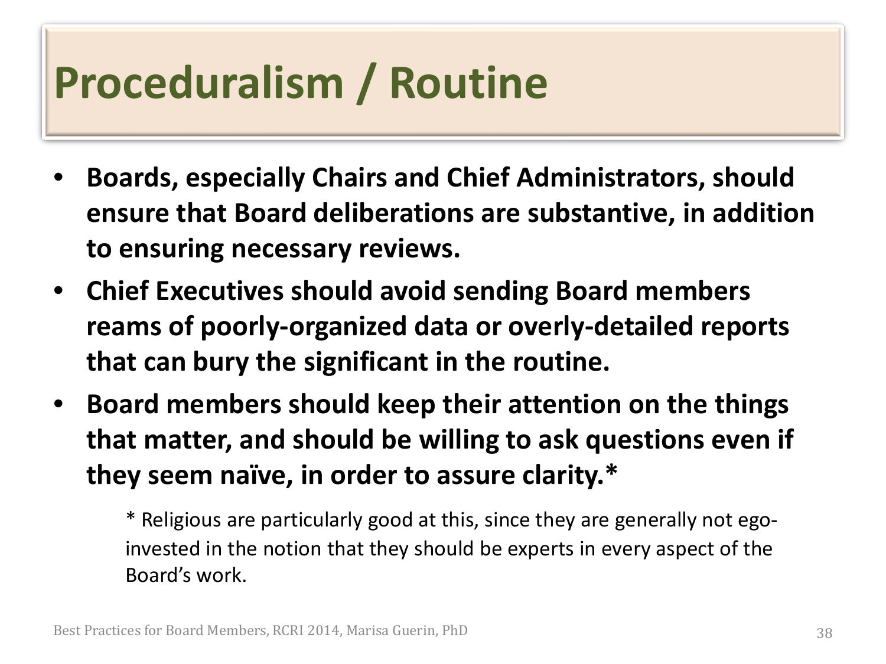# Proceduralism / Routine

- **Boards, especially Chairs and Chief Administrators, should ensure that Board deliberations are substantive, in addition to ensuring necessary reviews.**
- **Chief Executives should avoid sending Board members reams of poorly-organized data or overly-detailed reports that can bury the significant in the routine.**
- **Board members should keep their attention on the things that matter, and should be willing to ask questions even if they seem naïve, in order to assure clarity.***

> * Religious are particularly good at this, since they are generally not ego-invested in the notion that they should be experts in every aspect of the Board's work.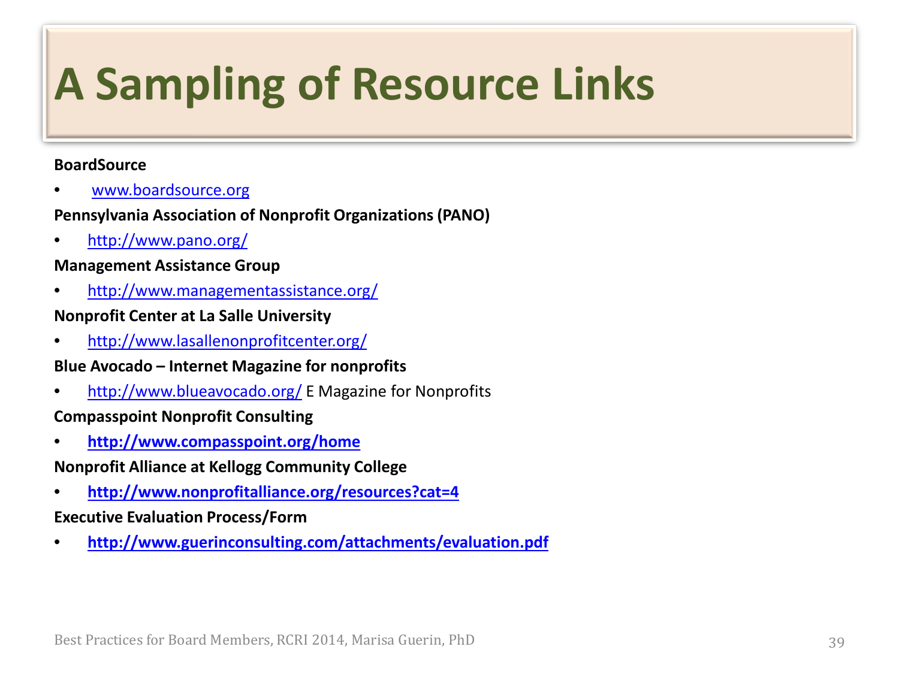# A Sampling of Resource Links

**BoardSource**

- www.boardsource.org

**Pennsylvania Association of Nonprofit Organizations (PANO)**

- http://www.pano.org/

**Management Assistance Group**

- http://www.managementassistance.org/

**Nonprofit Center at La Salle University**

- http://www.lasallenonprofitcenter.org/

**Blue Avocado – Internet Magazine for nonprofits**

- http://www.blueavocado.org/ E Magazine for Nonprofits

**Compasspoint Nonprofit Consulting**

- **http://www.compasspoint.org/home**

**Nonprofit Alliance at Kellogg Community College**

- **http://www.nonprofitalliance.org/resources?cat=4**

**Executive Evaluation Process/Form**

- **http://www.guerinconsulting.com/attachments/evaluation.pdf**